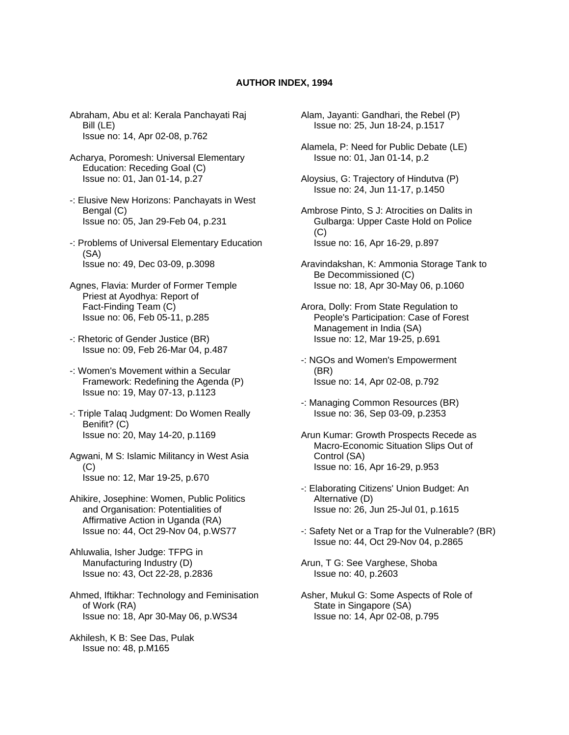# AUTHOR INDEX, 1994

Abraham, Abu et al: Kerala Panchayati Raj Bill (LE)
Issue no: 14, Apr 02-08, p.762

Acharya, Poromesh: Universal Elementary Education: Receding Goal (C)
Issue no: 01, Jan 01-14, p.27

-: Elusive New Horizons: Panchayats in West Bengal (C)
Issue no: 05, Jan 29-Feb 04, p.231

-: Problems of Universal Elementary Education (SA)
Issue no: 49, Dec 03-09, p.3098

Agnes, Flavia: Murder of Former Temple Priest at Ayodhya: Report of Fact-Finding Team (C)
Issue no: 06, Feb 05-11, p.285

-: Rhetoric of Gender Justice (BR)
Issue no: 09, Feb 26-Mar 04, p.487

-: Women's Movement within a Secular Framework: Redefining the Agenda (P)
Issue no: 19, May 07-13, p.1123

-: Triple Talaq Judgment: Do Women Really Benifit? (C)
Issue no: 20, May 14-20, p.1169

Agwani, M S: Islamic Militancy in West Asia (C)
Issue no: 12, Mar 19-25, p.670

Ahikire, Josephine: Women, Public Politics and Organisation: Potentialities of Affirmative Action in Uganda (RA)
Issue no: 44, Oct 29-Nov 04, p.WS77

Ahluwalia, Isher Judge: TFPG in Manufacturing Industry (D)
Issue no: 43, Oct 22-28, p.2836

Ahmed, Iftikhar: Technology and Feminisation of Work (RA)
Issue no: 18, Apr 30-May 06, p.WS34

Akhilesh, K B: See Das, Pulak
Issue no: 48, p.M165

Alam, Jayanti: Gandhari, the Rebel (P)
Issue no: 25, Jun 18-24, p.1517

Alamela, P: Need for Public Debate (LE)
Issue no: 01, Jan 01-14, p.2

Aloysius, G: Trajectory of Hindutva (P)
Issue no: 24, Jun 11-17, p.1450

Ambrose Pinto, S J: Atrocities on Dalits in Gulbarga: Upper Caste Hold on Police (C)
Issue no: 16, Apr 16-29, p.897

Aravindakshan, K: Ammonia Storage Tank to Be Decommissioned (C)
Issue no: 18, Apr 30-May 06, p.1060

Arora, Dolly: From State Regulation to People's Participation: Case of Forest Management in India (SA)
Issue no: 12, Mar 19-25, p.691

-: NGOs and Women's Empowerment (BR)
Issue no: 14, Apr 02-08, p.792

-: Managing Common Resources (BR)
Issue no: 36, Sep 03-09, p.2353

Arun Kumar: Growth Prospects Recede as Macro-Economic Situation Slips Out of Control (SA)
Issue no: 16, Apr 16-29, p.953

-: Elaborating Citizens' Union Budget: An Alternative (D)
Issue no: 26, Jun 25-Jul 01, p.1615

-: Safety Net or a Trap for the Vulnerable? (BR)
Issue no: 44, Oct 29-Nov 04, p.2865

Arun, T G: See Varghese, Shoba
Issue no: 40, p.2603

Asher, Mukul G: Some Aspects of Role of State in Singapore (SA)
Issue no: 14, Apr 02-08, p.795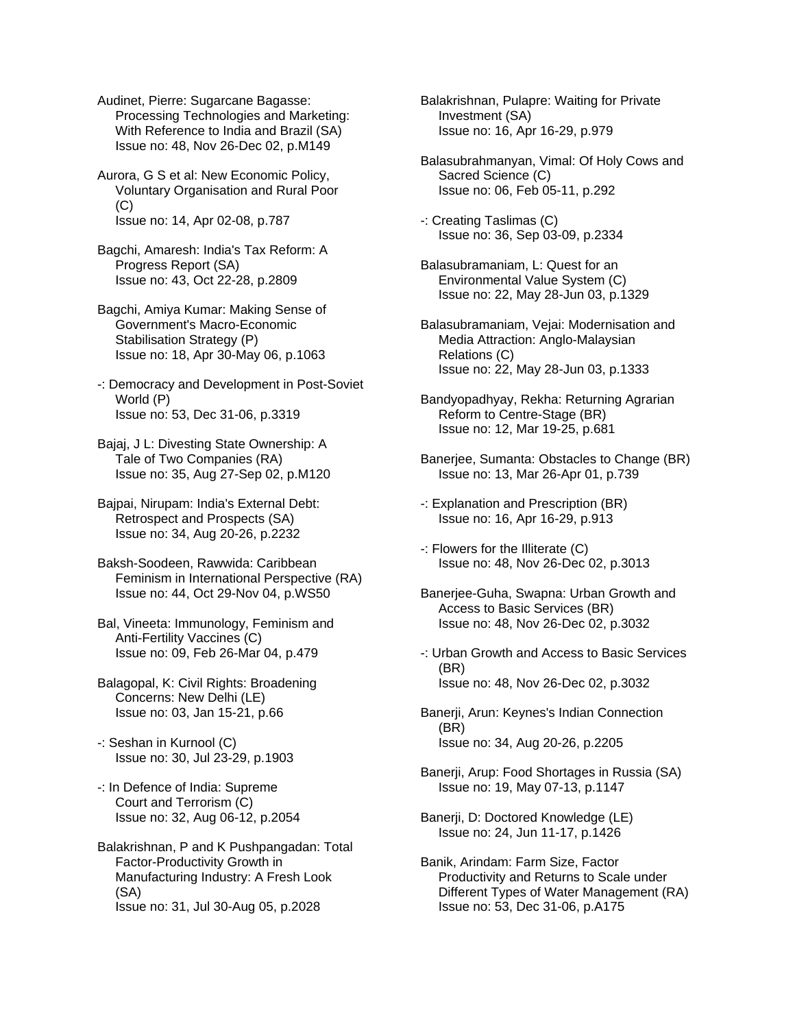Audinet, Pierre: Sugarcane Bagasse: Processing Technologies and Marketing: With Reference to India and Brazil (SA)
Issue no: 48, Nov 26-Dec 02, p.M149

Aurora, G S et al: New Economic Policy, Voluntary Organisation and Rural Poor (C)
Issue no: 14, Apr 02-08, p.787

Bagchi, Amaresh: India's Tax Reform: A Progress Report (SA)
Issue no: 43, Oct 22-28, p.2809

Bagchi, Amiya Kumar: Making Sense of Government's Macro-Economic Stabilisation Strategy (P)
Issue no: 18, Apr 30-May 06, p.1063

-: Democracy and Development in Post-Soviet World (P)
Issue no: 53, Dec 31-06, p.3319

Bajaj, J L: Divesting State Ownership: A Tale of Two Companies (RA)
Issue no: 35, Aug 27-Sep 02, p.M120

Bajpai, Nirupam: India's External Debt: Retrospect and Prospects (SA)
Issue no: 34, Aug 20-26, p.2232

Baksh-Soodeen, Rawwida: Caribbean Feminism in International Perspective (RA)
Issue no: 44, Oct 29-Nov 04, p.WS50

Bal, Vineeta: Immunology, Feminism and Anti-Fertility Vaccines (C)
Issue no: 09, Feb 26-Mar 04, p.479

Balagopal, K: Civil Rights: Broadening Concerns: New Delhi (LE)
Issue no: 03, Jan 15-21, p.66

-: Seshan in Kurnool (C)
Issue no: 30, Jul 23-29, p.1903

-: In Defence of India: Supreme Court and Terrorism (C)
Issue no: 32, Aug 06-12, p.2054

Balakrishnan, P and K Pushpangadan: Total Factor-Productivity Growth in Manufacturing Industry: A Fresh Look (SA)
Issue no: 31, Jul 30-Aug 05, p.2028

Balakrishnan, Pulapre: Waiting for Private Investment (SA)
Issue no: 16, Apr 16-29, p.979

Balasubrahmanyan, Vimal: Of Holy Cows and Sacred Science (C)
Issue no: 06, Feb 05-11, p.292

-: Creating Taslimas (C)
Issue no: 36, Sep 03-09, p.2334

Balasubramaniam, L: Quest for an Environmental Value System (C)
Issue no: 22, May 28-Jun 03, p.1329

Balasubramaniam, Vejai: Modernisation and Media Attraction: Anglo-Malaysian Relations (C)
Issue no: 22, May 28-Jun 03, p.1333

Bandyopadhyay, Rekha: Returning Agrarian Reform to Centre-Stage (BR)
Issue no: 12, Mar 19-25, p.681

Banerjee, Sumanta: Obstacles to Change (BR)
Issue no: 13, Mar 26-Apr 01, p.739

-: Explanation and Prescription (BR)
Issue no: 16, Apr 16-29, p.913

-: Flowers for the Illiterate (C)
Issue no: 48, Nov 26-Dec 02, p.3013

Banerjee-Guha, Swapna: Urban Growth and Access to Basic Services (BR)
Issue no: 48, Nov 26-Dec 02, p.3032

-: Urban Growth and Access to Basic Services (BR)
Issue no: 48, Nov 26-Dec 02, p.3032

Banerji, Arun: Keynes's Indian Connection (BR)
Issue no: 34, Aug 20-26, p.2205

Banerji, Arup: Food Shortages in Russia (SA)
Issue no: 19, May 07-13, p.1147

Banerji, D: Doctored Knowledge (LE)
Issue no: 24, Jun 11-17, p.1426

Banik, Arindam: Farm Size, Factor Productivity and Returns to Scale under Different Types of Water Management (RA)
Issue no: 53, Dec 31-06, p.A175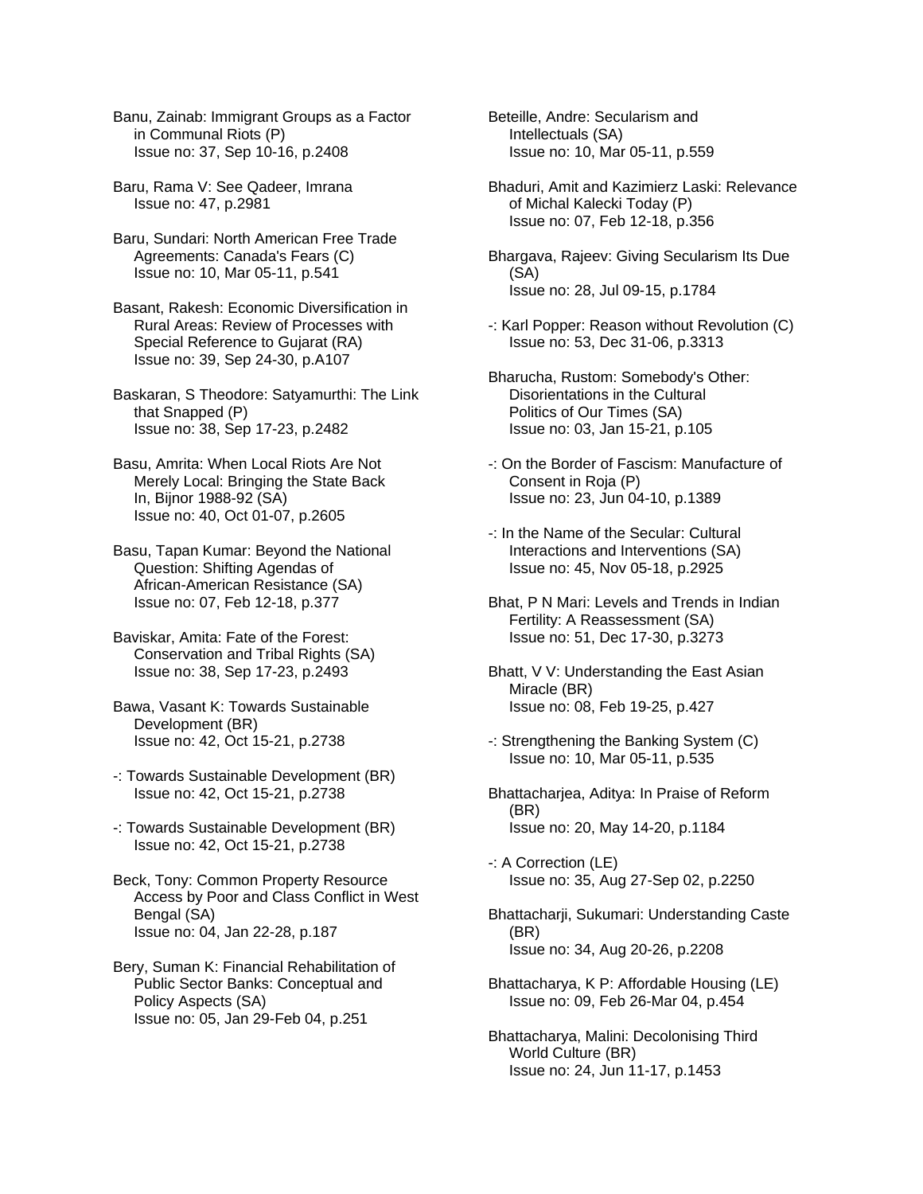Banu, Zainab: Immigrant Groups as a Factor in Communal Riots (P)
Issue no: 37, Sep 10-16, p.2408

Baru, Rama V: See Qadeer, Imrana
Issue no: 47, p.2981

Baru, Sundari: North American Free Trade Agreements: Canada's Fears (C)
Issue no: 10, Mar 05-11, p.541

Basant, Rakesh: Economic Diversification in Rural Areas: Review of Processes with Special Reference to Gujarat (RA)
Issue no: 39, Sep 24-30, p.A107

Baskaran, S Theodore: Satyamurthi: The Link that Snapped (P)
Issue no: 38, Sep 17-23, p.2482

Basu, Amrita: When Local Riots Are Not Merely Local: Bringing the State Back In, Bijnor 1988-92 (SA)
Issue no: 40, Oct 01-07, p.2605

Basu, Tapan Kumar: Beyond the National Question: Shifting Agendas of African-American Resistance (SA)
Issue no: 07, Feb 12-18, p.377

Baviskar, Amita: Fate of the Forest: Conservation and Tribal Rights (SA)
Issue no: 38, Sep 17-23, p.2493

Bawa, Vasant K: Towards Sustainable Development (BR)
Issue no: 42, Oct 15-21, p.2738

-: Towards Sustainable Development (BR)
Issue no: 42, Oct 15-21, p.2738

-: Towards Sustainable Development (BR)
Issue no: 42, Oct 15-21, p.2738

Beck, Tony: Common Property Resource Access by Poor and Class Conflict in West Bengal (SA)
Issue no: 04, Jan 22-28, p.187

Bery, Suman K: Financial Rehabilitation of Public Sector Banks: Conceptual and Policy Aspects (SA)
Issue no: 05, Jan 29-Feb 04, p.251

Beteille, Andre: Secularism and Intellectuals (SA)
Issue no: 10, Mar 05-11, p.559

Bhaduri, Amit and Kazimierz Laski: Relevance of Michal Kalecki Today (P)
Issue no: 07, Feb 12-18, p.356

Bhargava, Rajeev: Giving Secularism Its Due (SA)
Issue no: 28, Jul 09-15, p.1784

-: Karl Popper: Reason without Revolution (C)
Issue no: 53, Dec 31-06, p.3313

Bharucha, Rustom: Somebody's Other: Disorientations in the Cultural Politics of Our Times (SA)
Issue no: 03, Jan 15-21, p.105

-: On the Border of Fascism: Manufacture of Consent in Roja (P)
Issue no: 23, Jun 04-10, p.1389

-: In the Name of the Secular: Cultural Interactions and Interventions (SA)
Issue no: 45, Nov 05-18, p.2925

Bhat, P N Mari: Levels and Trends in Indian Fertility: A Reassessment (SA)
Issue no: 51, Dec 17-30, p.3273

Bhatt, V V: Understanding the East Asian Miracle (BR)
Issue no: 08, Feb 19-25, p.427

-: Strengthening the Banking System (C)
Issue no: 10, Mar 05-11, p.535

Bhattacharjea, Aditya: In Praise of Reform (BR)
Issue no: 20, May 14-20, p.1184

-: A Correction (LE)
Issue no: 35, Aug 27-Sep 02, p.2250

Bhattacharji, Sukumari: Understanding Caste (BR)
Issue no: 34, Aug 20-26, p.2208

Bhattacharya, K P: Affordable Housing (LE)
Issue no: 09, Feb 26-Mar 04, p.454

Bhattacharya, Malini: Decolonising Third World Culture (BR)
Issue no: 24, Jun 11-17, p.1453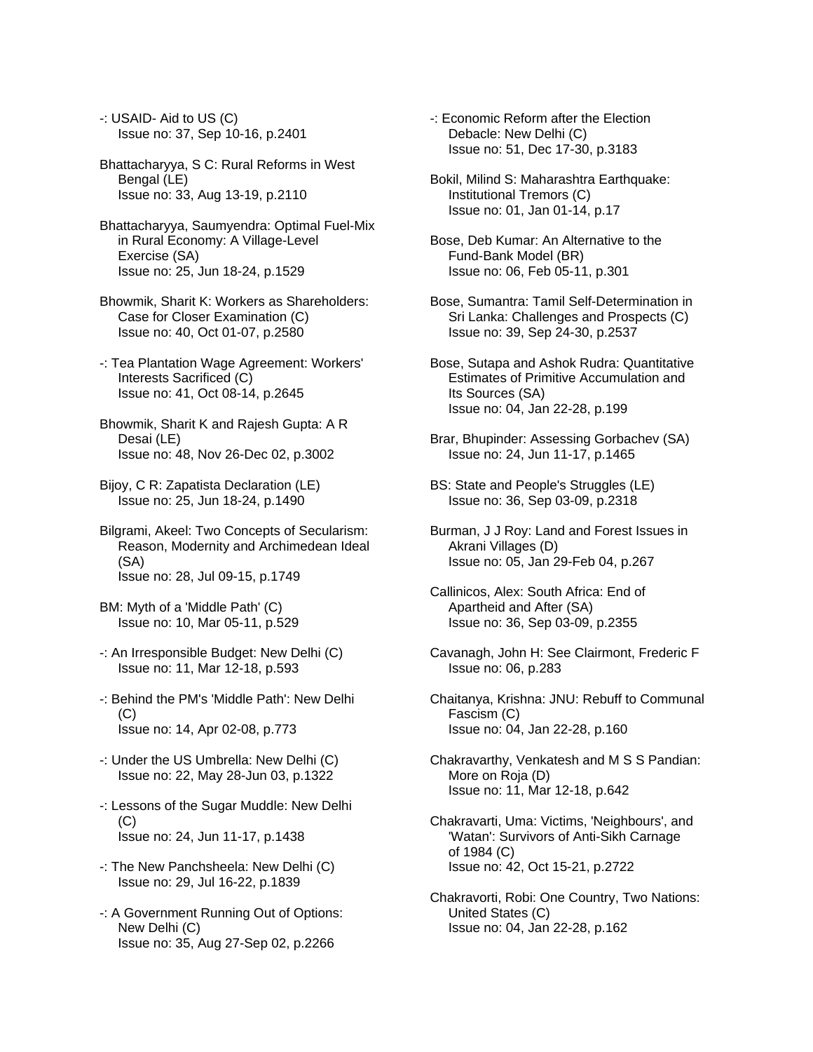-: USAID- Aid to US (C)
Issue no: 37, Sep 10-16, p.2401

Bhattacharyya, S C: Rural Reforms in West Bengal (LE)
Issue no: 33, Aug 13-19, p.2110

Bhattacharyya, Saumyendra: Optimal Fuel-Mix in Rural Economy: A Village-Level Exercise (SA)
Issue no: 25, Jun 18-24, p.1529

Bhowmik, Sharit K: Workers as Shareholders: Case for Closer Examination (C)
Issue no: 40, Oct 01-07, p.2580

-: Tea Plantation Wage Agreement: Workers' Interests Sacrificed (C)
Issue no: 41, Oct 08-14, p.2645

Bhowmik, Sharit K and Rajesh Gupta: A R Desai (LE)
Issue no: 48, Nov 26-Dec 02, p.3002

Bijoy, C R: Zapatista Declaration (LE)
Issue no: 25, Jun 18-24, p.1490

Bilgrami, Akeel: Two Concepts of Secularism: Reason, Modernity and Archimedean Ideal (SA)
Issue no: 28, Jul 09-15, p.1749

BM: Myth of a 'Middle Path' (C)
Issue no: 10, Mar 05-11, p.529

-: An Irresponsible Budget: New Delhi (C)
Issue no: 11, Mar 12-18, p.593

-: Behind the PM's 'Middle Path': New Delhi (C)
Issue no: 14, Apr 02-08, p.773

-: Under the US Umbrella: New Delhi (C)
Issue no: 22, May 28-Jun 03, p.1322

-: Lessons of the Sugar Muddle: New Delhi (C)
Issue no: 24, Jun 11-17, p.1438

-: The New Panchsheela: New Delhi (C)
Issue no: 29, Jul 16-22, p.1839

-: A Government Running Out of Options: New Delhi (C)
Issue no: 35, Aug 27-Sep 02, p.2266

-: Economic Reform after the Election Debacle: New Delhi (C)
Issue no: 51, Dec 17-30, p.3183

Bokil, Milind S: Maharashtra Earthquake: Institutional Tremors (C)
Issue no: 01, Jan 01-14, p.17

Bose, Deb Kumar: An Alternative to the Fund-Bank Model (BR)
Issue no: 06, Feb 05-11, p.301

Bose, Sumantra: Tamil Self-Determination in Sri Lanka: Challenges and Prospects (C)
Issue no: 39, Sep 24-30, p.2537

Bose, Sutapa and Ashok Rudra: Quantitative Estimates of Primitive Accumulation and Its Sources (SA)
Issue no: 04, Jan 22-28, p.199

Brar, Bhupinder: Assessing Gorbachev (SA)
Issue no: 24, Jun 11-17, p.1465

BS: State and People's Struggles (LE)
Issue no: 36, Sep 03-09, p.2318

Burman, J J Roy: Land and Forest Issues in Akrani Villages (D)
Issue no: 05, Jan 29-Feb 04, p.267

Callinicos, Alex: South Africa: End of Apartheid and After (SA)
Issue no: 36, Sep 03-09, p.2355

Cavanagh, John H: See Clairmont, Frederic F
Issue no: 06, p.283

Chaitanya, Krishna: JNU: Rebuff to Communal Fascism (C)
Issue no: 04, Jan 22-28, p.160

Chakravarthy, Venkatesh and M S S Pandian: More on Roja (D)
Issue no: 11, Mar 12-18, p.642

Chakravarti, Uma: Victims, 'Neighbours', and 'Watan': Survivors of Anti-Sikh Carnage of 1984 (C)
Issue no: 42, Oct 15-21, p.2722

Chakravorti, Robi: One Country, Two Nations: United States (C)
Issue no: 04, Jan 22-28, p.162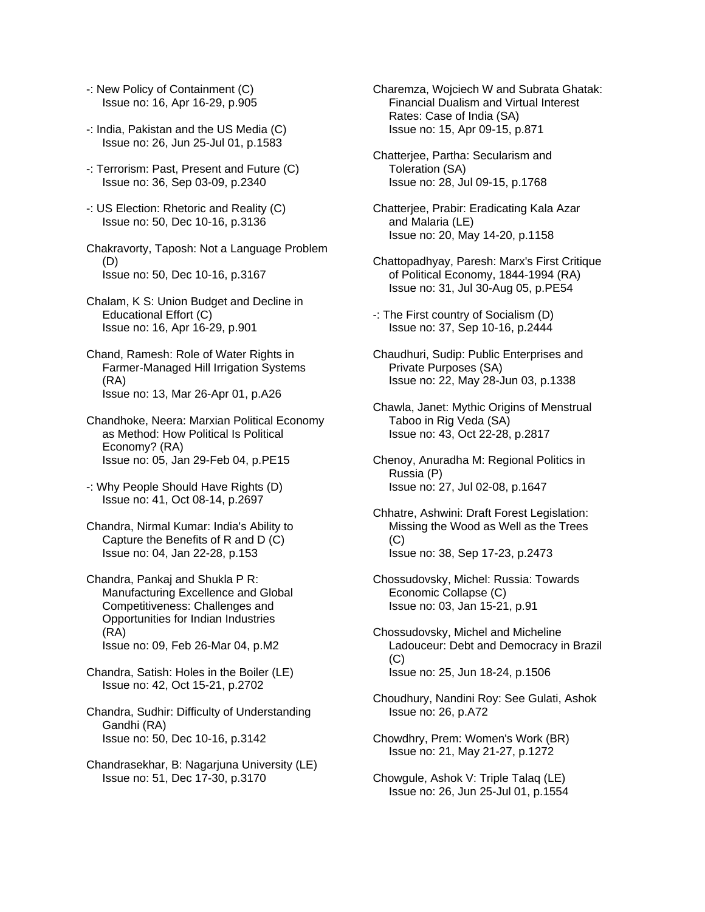-: New Policy of Containment (C)
Issue no: 16, Apr 16-29, p.905

-: India, Pakistan and the US Media (C)
Issue no: 26, Jun 25-Jul 01, p.1583

-: Terrorism: Past, Present and Future (C)
Issue no: 36, Sep 03-09, p.2340

-: US Election: Rhetoric and Reality (C)
Issue no: 50, Dec 10-16, p.3136

Chakravorty, Taposh: Not a Language Problem (D)
Issue no: 50, Dec 10-16, p.3167

Chalam, K S: Union Budget and Decline in Educational Effort (C)
Issue no: 16, Apr 16-29, p.901

Chand, Ramesh: Role of Water Rights in Farmer-Managed Hill Irrigation Systems (RA)
Issue no: 13, Mar 26-Apr 01, p.A26

Chandhoke, Neera: Marxian Political Economy as Method: How Political Is Political Economy? (RA)
Issue no: 05, Jan 29-Feb 04, p.PE15

-: Why People Should Have Rights (D)
Issue no: 41, Oct 08-14, p.2697

Chandra, Nirmal Kumar: India's Ability to Capture the Benefits of R and D (C)
Issue no: 04, Jan 22-28, p.153

Chandra, Pankaj and Shukla P R: Manufacturing Excellence and Global Competitiveness: Challenges and Opportunities for Indian Industries (RA)
Issue no: 09, Feb 26-Mar 04, p.M2

Chandra, Satish: Holes in the Boiler (LE)
Issue no: 42, Oct 15-21, p.2702

Chandra, Sudhir: Difficulty of Understanding Gandhi (RA)
Issue no: 50, Dec 10-16, p.3142

Chandrasekhar, B: Nagarjuna University (LE)
Issue no: 51, Dec 17-30, p.3170

Charemza, Wojciech W and Subrata Ghatak: Financial Dualism and Virtual Interest Rates: Case of India (SA)
Issue no: 15, Apr 09-15, p.871

Chatterjee, Partha: Secularism and Toleration (SA)
Issue no: 28, Jul 09-15, p.1768

Chatterjee, Prabir: Eradicating Kala Azar and Malaria (LE)
Issue no: 20, May 14-20, p.1158

Chattopadhyay, Paresh: Marx's First Critique of Political Economy, 1844-1994 (RA)
Issue no: 31, Jul 30-Aug 05, p.PE54

-: The First country of Socialism (D)
Issue no: 37, Sep 10-16, p.2444

Chaudhuri, Sudip: Public Enterprises and Private Purposes (SA)
Issue no: 22, May 28-Jun 03, p.1338

Chawla, Janet: Mythic Origins of Menstrual Taboo in Rig Veda (SA)
Issue no: 43, Oct 22-28, p.2817

Chenoy, Anuradha M: Regional Politics in Russia (P)
Issue no: 27, Jul 02-08, p.1647

Chhatre, Ashwini: Draft Forest Legislation: Missing the Wood as Well as the Trees (C)
Issue no: 38, Sep 17-23, p.2473

Chossudovsky, Michel: Russia: Towards Economic Collapse (C)
Issue no: 03, Jan 15-21, p.91

Chossudovsky, Michel and Micheline Ladouceur: Debt and Democracy in Brazil (C)
Issue no: 25, Jun 18-24, p.1506

Choudhury, Nandini Roy: See Gulati, Ashok
Issue no: 26, p.A72

Chowdhry, Prem: Women's Work (BR)
Issue no: 21, May 21-27, p.1272

Chowgule, Ashok V: Triple Talaq (LE)
Issue no: 26, Jun 25-Jul 01, p.1554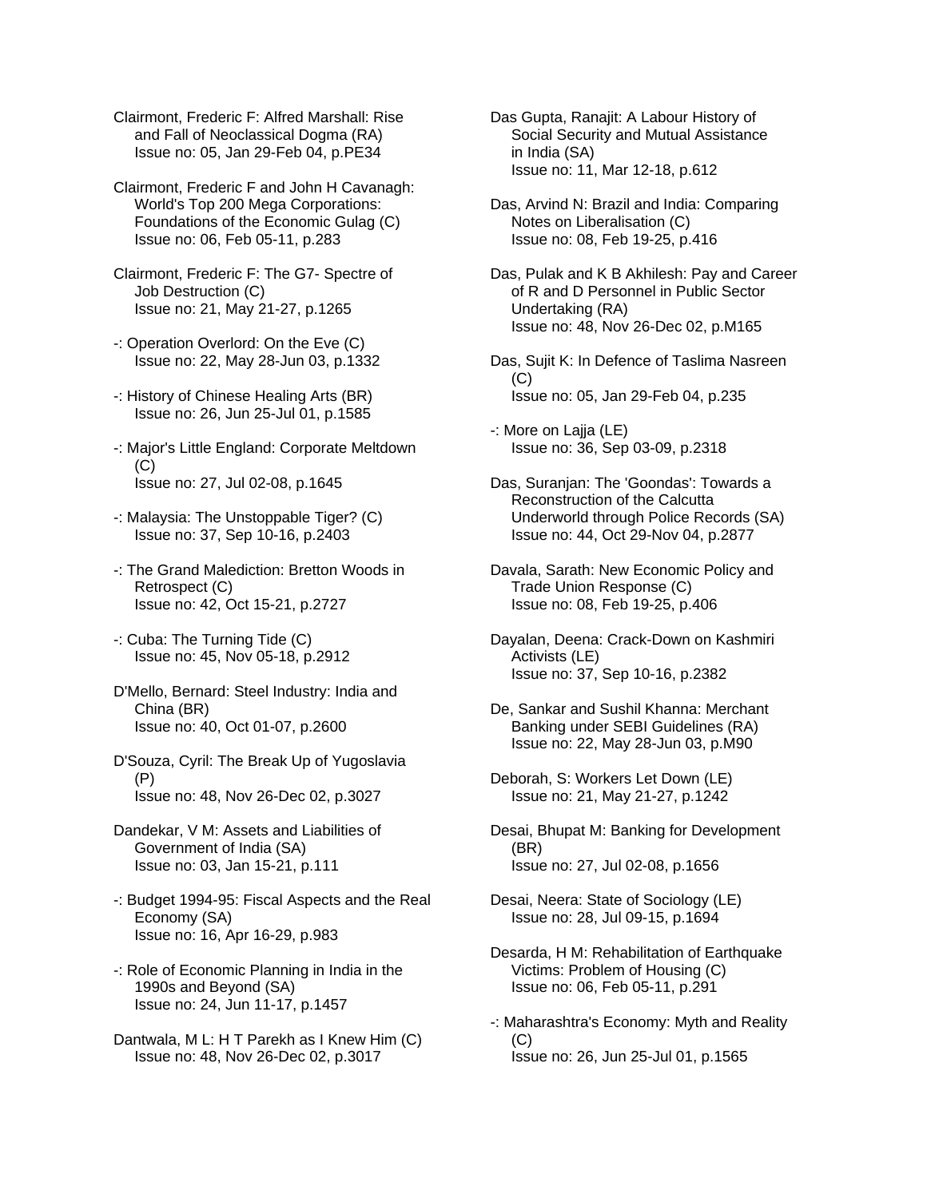Clairmont, Frederic F: Alfred Marshall: Rise and Fall of Neoclassical Dogma (RA)
Issue no: 05, Jan 29-Feb 04, p.PE34

Clairmont, Frederic F and John H Cavanagh: World's Top 200 Mega Corporations: Foundations of the Economic Gulag (C)
Issue no: 06, Feb 05-11, p.283

Clairmont, Frederic F: The G7- Spectre of Job Destruction (C)
Issue no: 21, May 21-27, p.1265

-: Operation Overlord: On the Eve (C)
Issue no: 22, May 28-Jun 03, p.1332

-: History of Chinese Healing Arts (BR)
Issue no: 26, Jun 25-Jul 01, p.1585

-: Major's Little England: Corporate Meltdown (C)
Issue no: 27, Jul 02-08, p.1645

-: Malaysia: The Unstoppable Tiger? (C)
Issue no: 37, Sep 10-16, p.2403

-: The Grand Malediction: Bretton Woods in Retrospect (C)
Issue no: 42, Oct 15-21, p.2727

-: Cuba: The Turning Tide (C)
Issue no: 45, Nov 05-18, p.2912

D'Mello, Bernard: Steel Industry: India and China (BR)
Issue no: 40, Oct 01-07, p.2600

D'Souza, Cyril: The Break Up of Yugoslavia (P)
Issue no: 48, Nov 26-Dec 02, p.3027

Dandekar, V M: Assets and Liabilities of Government of India (SA)
Issue no: 03, Jan 15-21, p.111

-: Budget 1994-95: Fiscal Aspects and the Real Economy (SA)
Issue no: 16, Apr 16-29, p.983

-: Role of Economic Planning in India in the 1990s and Beyond (SA)
Issue no: 24, Jun 11-17, p.1457

Dantwala, M L: H T Parekh as I Knew Him (C)
Issue no: 48, Nov 26-Dec 02, p.3017

Das Gupta, Ranajit: A Labour History of Social Security and Mutual Assistance in India (SA)
Issue no: 11, Mar 12-18, p.612

Das, Arvind N: Brazil and India: Comparing Notes on Liberalisation (C)
Issue no: 08, Feb 19-25, p.416

Das, Pulak and K B Akhilesh: Pay and Career of R and D Personnel in Public Sector Undertaking (RA)
Issue no: 48, Nov 26-Dec 02, p.M165

Das, Sujit K: In Defence of Taslima Nasreen (C)
Issue no: 05, Jan 29-Feb 04, p.235

-: More on Lajja (LE)
Issue no: 36, Sep 03-09, p.2318

Das, Suranjan: The 'Goondas': Towards a Reconstruction of the Calcutta Underworld through Police Records (SA)
Issue no: 44, Oct 29-Nov 04, p.2877

Davala, Sarath: New Economic Policy and Trade Union Response (C)
Issue no: 08, Feb 19-25, p.406

Dayalan, Deena: Crack-Down on Kashmiri Activists (LE)
Issue no: 37, Sep 10-16, p.2382

De, Sankar and Sushil Khanna: Merchant Banking under SEBI Guidelines (RA)
Issue no: 22, May 28-Jun 03, p.M90

Deborah, S: Workers Let Down (LE)
Issue no: 21, May 21-27, p.1242

Desai, Bhupat M: Banking for Development (BR)
Issue no: 27, Jul 02-08, p.1656

Desai, Neera: State of Sociology (LE)
Issue no: 28, Jul 09-15, p.1694

Desarda, H M: Rehabilitation of Earthquake Victims: Problem of Housing (C)
Issue no: 06, Feb 05-11, p.291

-: Maharashtra's Economy: Myth and Reality (C)
Issue no: 26, Jun 25-Jul 01, p.1565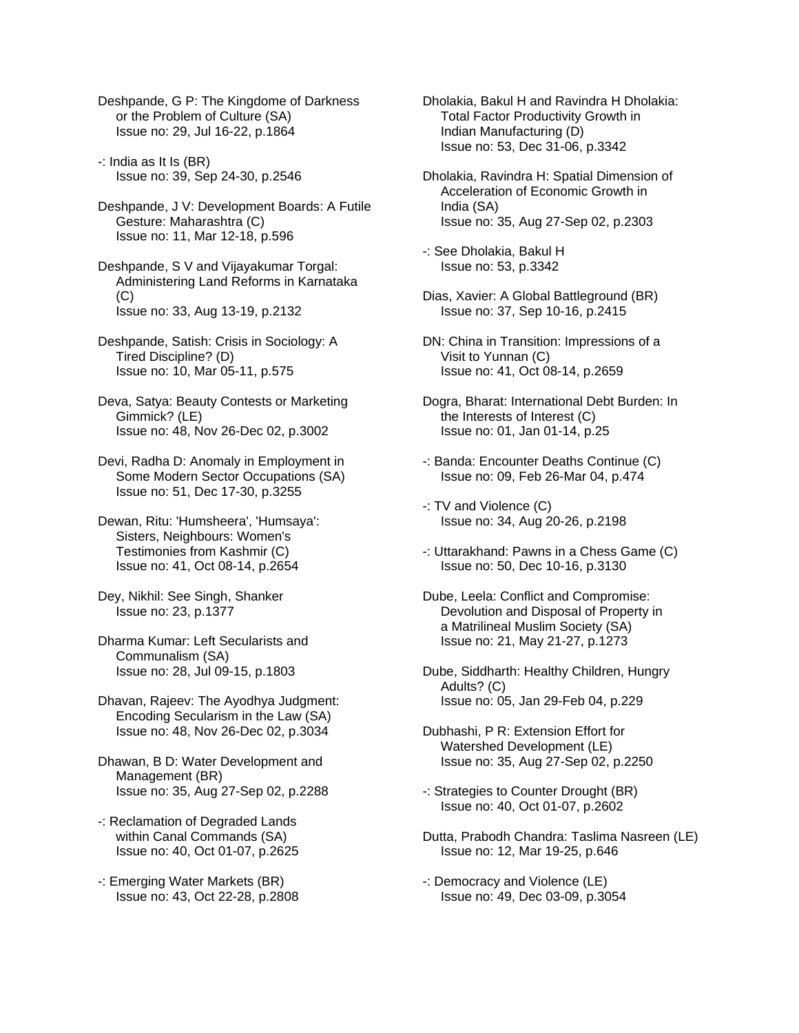Deshpande, G P: The Kingdome of Darkness or the Problem of Culture (SA)
Issue no: 29, Jul 16-22, p.1864

-: India as It Is (BR)
Issue no: 39, Sep 24-30, p.2546

Deshpande, J V: Development Boards: A Futile Gesture: Maharashtra (C)
Issue no: 11, Mar 12-18, p.596

Deshpande, S V and Vijayakumar Torgal: Administering Land Reforms in Karnataka (C)
Issue no: 33, Aug 13-19, p.2132

Deshpande, Satish: Crisis in Sociology: A Tired Discipline? (D)
Issue no: 10, Mar 05-11, p.575

Deva, Satya: Beauty Contests or Marketing Gimmick? (LE)
Issue no: 48, Nov 26-Dec 02, p.3002

Devi, Radha D: Anomaly in Employment in Some Modern Sector Occupations (SA)
Issue no: 51, Dec 17-30, p.3255

Dewan, Ritu: 'Humsheera', 'Humsaya': Sisters, Neighbours: Women's Testimonies from Kashmir (C)
Issue no: 41, Oct 08-14, p.2654

Dey, Nikhil: See Singh, Shanker
Issue no: 23, p.1377

Dharma Kumar: Left Secularists and Communalism (SA)
Issue no: 28, Jul 09-15, p.1803

Dhavan, Rajeev: The Ayodhya Judgment: Encoding Secularism in the Law (SA)
Issue no: 48, Nov 26-Dec 02, p.3034

Dhawan, B D: Water Development and Management (BR)
Issue no: 35, Aug 27-Sep 02, p.2288

-: Reclamation of Degraded Lands within Canal Commands (SA)
Issue no: 40, Oct 01-07, p.2625

-: Emerging Water Markets (BR)
Issue no: 43, Oct 22-28, p.2808

Dholakia, Bakul H and Ravindra H Dholakia: Total Factor Productivity Growth in Indian Manufacturing (D)
Issue no: 53, Dec 31-06, p.3342

Dholakia, Ravindra H: Spatial Dimension of Acceleration of Economic Growth in India (SA)
Issue no: 35, Aug 27-Sep 02, p.2303

-: See Dholakia, Bakul H
Issue no: 53, p.3342

Dias, Xavier: A Global Battleground (BR)
Issue no: 37, Sep 10-16, p.2415

DN: China in Transition: Impressions of a Visit to Yunnan (C)
Issue no: 41, Oct 08-14, p.2659

Dogra, Bharat: International Debt Burden: In the Interests of Interest (C)
Issue no: 01, Jan 01-14, p.25

-: Banda: Encounter Deaths Continue (C)
Issue no: 09, Feb 26-Mar 04, p.474

-: TV and Violence (C)
Issue no: 34, Aug 20-26, p.2198

-: Uttarakhand: Pawns in a Chess Game (C)
Issue no: 50, Dec 10-16, p.3130

Dube, Leela: Conflict and Compromise: Devolution and Disposal of Property in a Matrilineal Muslim Society (SA)
Issue no: 21, May 21-27, p.1273

Dube, Siddharth: Healthy Children, Hungry Adults? (C)
Issue no: 05, Jan 29-Feb 04, p.229

Dubhashi, P R: Extension Effort for Watershed Development (LE)
Issue no: 35, Aug 27-Sep 02, p.2250

-: Strategies to Counter Drought (BR)
Issue no: 40, Oct 01-07, p.2602

Dutta, Prabodh Chandra: Taslima Nasreen (LE)
Issue no: 12, Mar 19-25, p.646

-: Democracy and Violence (LE)
Issue no: 49, Dec 03-09, p.3054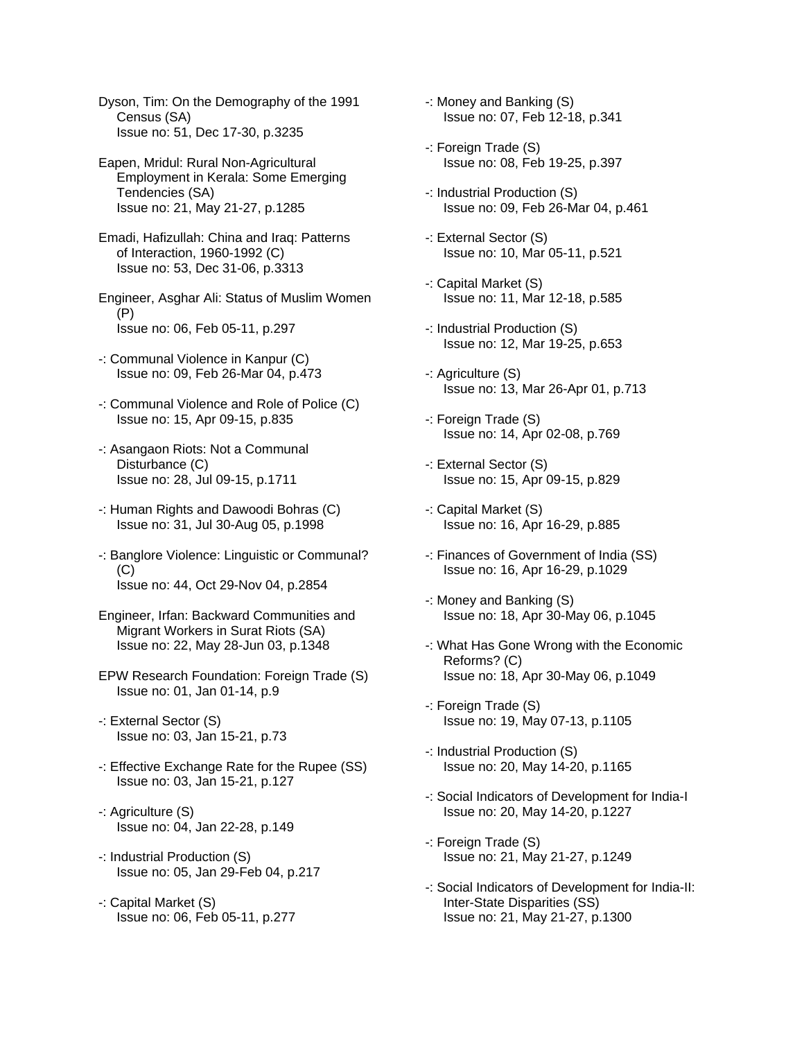Dyson, Tim: On the Demography of the 1991 Census (SA)
Issue no: 51, Dec 17-30, p.3235

Eapen, Mridul: Rural Non-Agricultural Employment in Kerala: Some Emerging Tendencies (SA)
Issue no: 21, May 21-27, p.1285

Emadi, Hafizullah: China and Iraq: Patterns of Interaction, 1960-1992 (C)
Issue no: 53, Dec 31-06, p.3313

Engineer, Asghar Ali: Status of Muslim Women (P)
Issue no: 06, Feb 05-11, p.297

-: Communal Violence in Kanpur (C)
Issue no: 09, Feb 26-Mar 04, p.473

-: Communal Violence and Role of Police (C)
Issue no: 15, Apr 09-15, p.835

-: Asangaon Riots: Not a Communal Disturbance (C)
Issue no: 28, Jul 09-15, p.1711

-: Human Rights and Dawoodi Bohras (C)
Issue no: 31, Jul 30-Aug 05, p.1998

-: Banglore Violence: Linguistic or Communal? (C)
Issue no: 44, Oct 29-Nov 04, p.2854

Engineer, Irfan: Backward Communities and Migrant Workers in Surat Riots (SA)
Issue no: 22, May 28-Jun 03, p.1348

EPW Research Foundation: Foreign Trade (S)
Issue no: 01, Jan 01-14, p.9

-: External Sector (S)
Issue no: 03, Jan 15-21, p.73

-: Effective Exchange Rate for the Rupee (SS)
Issue no: 03, Jan 15-21, p.127

-: Agriculture (S)
Issue no: 04, Jan 22-28, p.149

-: Industrial Production (S)
Issue no: 05, Jan 29-Feb 04, p.217

-: Capital Market (S)
Issue no: 06, Feb 05-11, p.277

-: Money and Banking (S)
Issue no: 07, Feb 12-18, p.341

-: Foreign Trade (S)
Issue no: 08, Feb 19-25, p.397

-: Industrial Production (S)
Issue no: 09, Feb 26-Mar 04, p.461

-: External Sector (S)
Issue no: 10, Mar 05-11, p.521

-: Capital Market (S)
Issue no: 11, Mar 12-18, p.585

-: Industrial Production (S)
Issue no: 12, Mar 19-25, p.653

-: Agriculture (S)
Issue no: 13, Mar 26-Apr 01, p.713

-: Foreign Trade (S)
Issue no: 14, Apr 02-08, p.769

-: External Sector (S)
Issue no: 15, Apr 09-15, p.829

-: Capital Market (S)
Issue no: 16, Apr 16-29, p.885

-: Finances of Government of India (SS)
Issue no: 16, Apr 16-29, p.1029

-: Money and Banking (S)
Issue no: 18, Apr 30-May 06, p.1045

-: What Has Gone Wrong with the Economic Reforms? (C)
Issue no: 18, Apr 30-May 06, p.1049

-: Foreign Trade (S)
Issue no: 19, May 07-13, p.1105

-: Industrial Production (S)
Issue no: 20, May 14-20, p.1165

-: Social Indicators of Development for India-I
Issue no: 20, May 14-20, p.1227

-: Foreign Trade (S)
Issue no: 21, May 21-27, p.1249

-: Social Indicators of Development for India-II: Inter-State Disparities (SS)
Issue no: 21, May 21-27, p.1300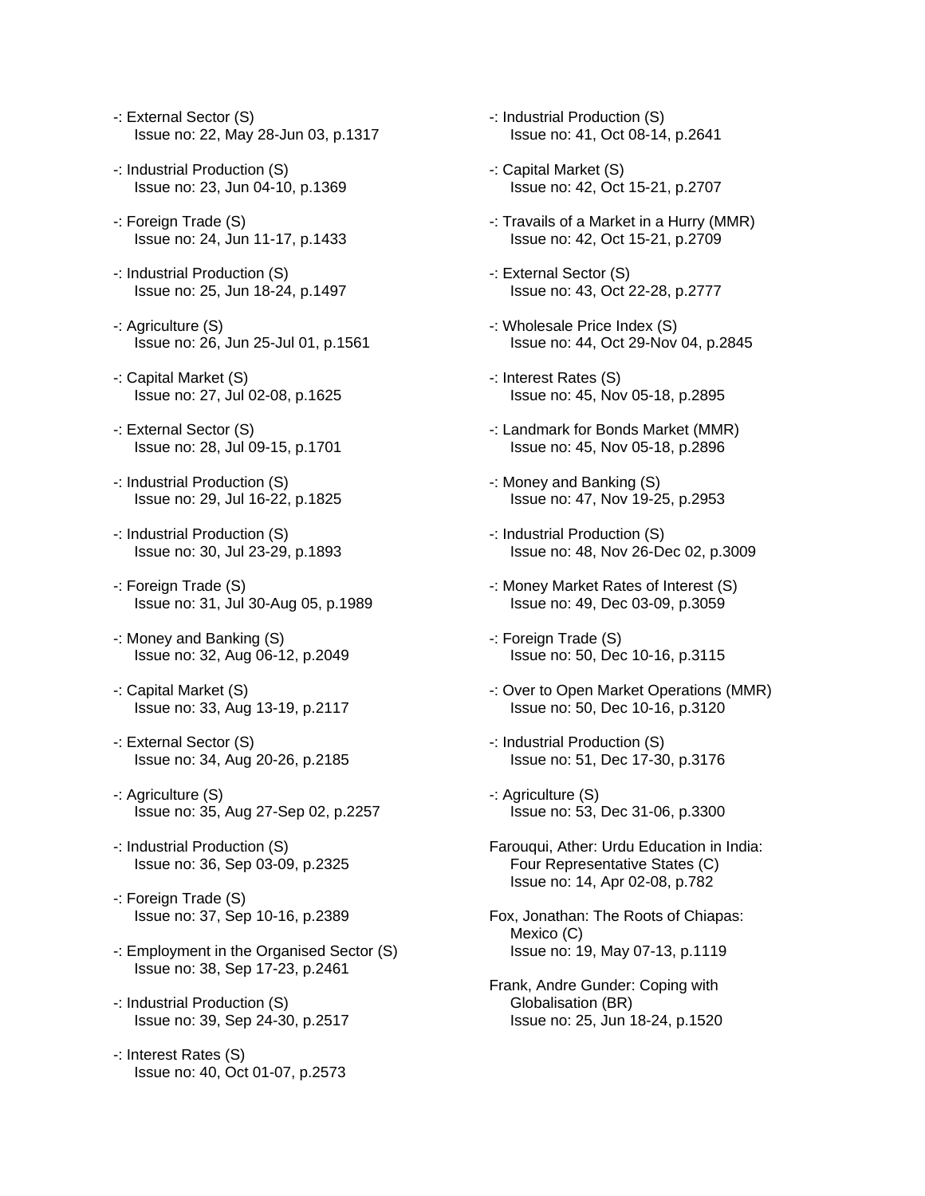-: External Sector (S)
  Issue no: 22, May 28-Jun 03, p.1317

-: Industrial Production (S)
  Issue no: 23, Jun 04-10, p.1369

-: Foreign Trade (S)
  Issue no: 24, Jun 11-17, p.1433

-: Industrial Production (S)
  Issue no: 25, Jun 18-24, p.1497

-: Agriculture (S)
  Issue no: 26, Jun 25-Jul 01, p.1561

-: Capital Market (S)
  Issue no: 27, Jul 02-08, p.1625

-: External Sector (S)
  Issue no: 28, Jul 09-15, p.1701

-: Industrial Production (S)
  Issue no: 29, Jul 16-22, p.1825

-: Industrial Production (S)
  Issue no: 30, Jul 23-29, p.1893

-: Foreign Trade (S)
  Issue no: 31, Jul 30-Aug 05, p.1989

-: Money and Banking (S)
  Issue no: 32, Aug 06-12, p.2049

-: Capital Market (S)
  Issue no: 33, Aug 13-19, p.2117

-: External Sector (S)
  Issue no: 34, Aug 20-26, p.2185

-: Agriculture (S)
  Issue no: 35, Aug 27-Sep 02, p.2257

-: Industrial Production (S)
  Issue no: 36, Sep 03-09, p.2325

-: Foreign Trade (S)
  Issue no: 37, Sep 10-16, p.2389

-: Employment in the Organised Sector (S)
  Issue no: 38, Sep 17-23, p.2461

-: Industrial Production (S)
  Issue no: 39, Sep 24-30, p.2517

-: Interest Rates (S)
  Issue no: 40, Oct 01-07, p.2573

-: Industrial Production (S)
  Issue no: 41, Oct 08-14, p.2641

-: Capital Market (S)
  Issue no: 42, Oct 15-21, p.2707

-: Travails of a Market in a Hurry (MMR)
  Issue no: 42, Oct 15-21, p.2709

-: External Sector (S)
  Issue no: 43, Oct 22-28, p.2777

-: Wholesale Price Index (S)
  Issue no: 44, Oct 29-Nov 04, p.2845

-: Interest Rates (S)
  Issue no: 45, Nov 05-18, p.2895

-: Landmark for Bonds Market (MMR)
  Issue no: 45, Nov 05-18, p.2896

-: Money and Banking (S)
  Issue no: 47, Nov 19-25, p.2953

-: Industrial Production (S)
  Issue no: 48, Nov 26-Dec 02, p.3009

-: Money Market Rates of Interest (S)
  Issue no: 49, Dec 03-09, p.3059

-: Foreign Trade (S)
  Issue no: 50, Dec 10-16, p.3115

-: Over to Open Market Operations (MMR)
  Issue no: 50, Dec 10-16, p.3120

-: Industrial Production (S)
  Issue no: 51, Dec 17-30, p.3176

-: Agriculture (S)
  Issue no: 53, Dec 31-06, p.3300

Farouqui, Ather: Urdu Education in India: Four Representative States (C)
  Issue no: 14, Apr 02-08, p.782

Fox, Jonathan: The Roots of Chiapas: Mexico (C)
  Issue no: 19, May 07-13, p.1119

Frank, Andre Gunder: Coping with Globalisation (BR)
  Issue no: 25, Jun 18-24, p.1520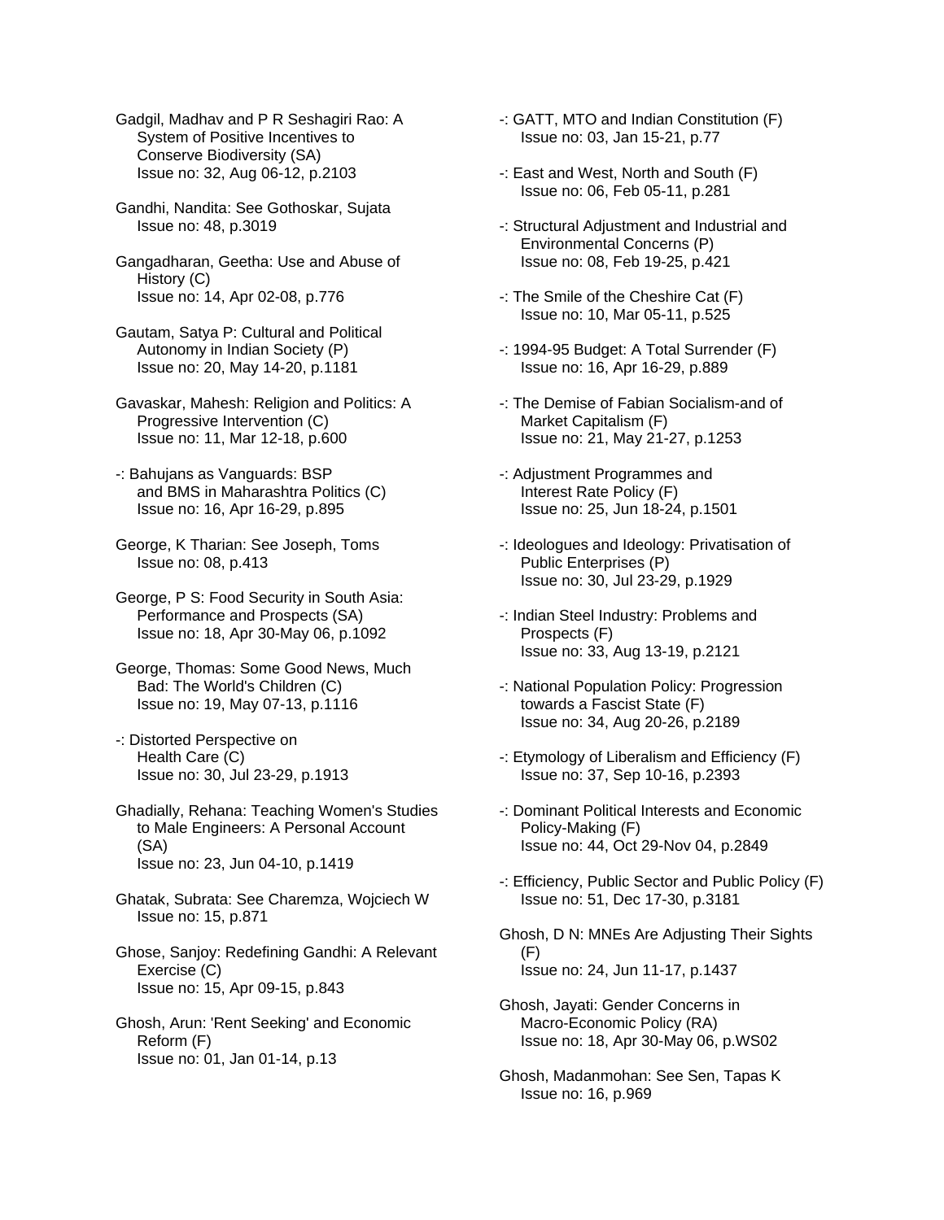Gadgil, Madhav and P R Seshagiri Rao: A System of Positive Incentives to Conserve Biodiversity (SA)
Issue no: 32, Aug 06-12, p.2103

Gandhi, Nandita: See Gothoskar, Sujata
Issue no: 48, p.3019

Gangadharan, Geetha: Use and Abuse of History (C)
Issue no: 14, Apr 02-08, p.776

Gautam, Satya P: Cultural and Political Autonomy in Indian Society (P)
Issue no: 20, May 14-20, p.1181

Gavaskar, Mahesh: Religion and Politics: A Progressive Intervention (C)
Issue no: 11, Mar 12-18, p.600

-: Bahujans as Vanguards: BSP and BMS in Maharashtra Politics (C)
Issue no: 16, Apr 16-29, p.895

George, K Tharian: See Joseph, Toms
Issue no: 08, p.413

George, P S: Food Security in South Asia: Performance and Prospects (SA)
Issue no: 18, Apr 30-May 06, p.1092

George, Thomas: Some Good News, Much Bad: The World's Children (C)
Issue no: 19, May 07-13, p.1116

-: Distorted Perspective on Health Care (C)
Issue no: 30, Jul 23-29, p.1913

Ghadially, Rehana: Teaching Women's Studies to Male Engineers: A Personal Account (SA)
Issue no: 23, Jun 04-10, p.1419

Ghatak, Subrata: See Charemza, Wojciech W
Issue no: 15, p.871

Ghose, Sanjoy: Redefining Gandhi: A Relevant Exercise (C)
Issue no: 15, Apr 09-15, p.843

Ghosh, Arun: 'Rent Seeking' and Economic Reform (F)
Issue no: 01, Jan 01-14, p.13

-: GATT, MTO and Indian Constitution (F)
Issue no: 03, Jan 15-21, p.77

-: East and West, North and South (F)
Issue no: 06, Feb 05-11, p.281

-: Structural Adjustment and Industrial and Environmental Concerns (P)
Issue no: 08, Feb 19-25, p.421

-: The Smile of the Cheshire Cat (F)
Issue no: 10, Mar 05-11, p.525

-: 1994-95 Budget: A Total Surrender (F)
Issue no: 16, Apr 16-29, p.889

-: The Demise of Fabian Socialism-and of Market Capitalism (F)
Issue no: 21, May 21-27, p.1253

-: Adjustment Programmes and Interest Rate Policy (F)
Issue no: 25, Jun 18-24, p.1501

-: Ideologues and Ideology: Privatisation of Public Enterprises (P)
Issue no: 30, Jul 23-29, p.1929

-: Indian Steel Industry: Problems and Prospects (F)
Issue no: 33, Aug 13-19, p.2121

-: National Population Policy: Progression towards a Fascist State (F)
Issue no: 34, Aug 20-26, p.2189

-: Etymology of Liberalism and Efficiency (F)
Issue no: 37, Sep 10-16, p.2393

-: Dominant Political Interests and Economic Policy-Making (F)
Issue no: 44, Oct 29-Nov 04, p.2849

-: Efficiency, Public Sector and Public Policy (F)
Issue no: 51, Dec 17-30, p.3181

Ghosh, D N: MNEs Are Adjusting Their Sights (F)
Issue no: 24, Jun 11-17, p.1437

Ghosh, Jayati: Gender Concerns in Macro-Economic Policy (RA)
Issue no: 18, Apr 30-May 06, p.WS02

Ghosh, Madanmohan: See Sen, Tapas K
Issue no: 16, p.969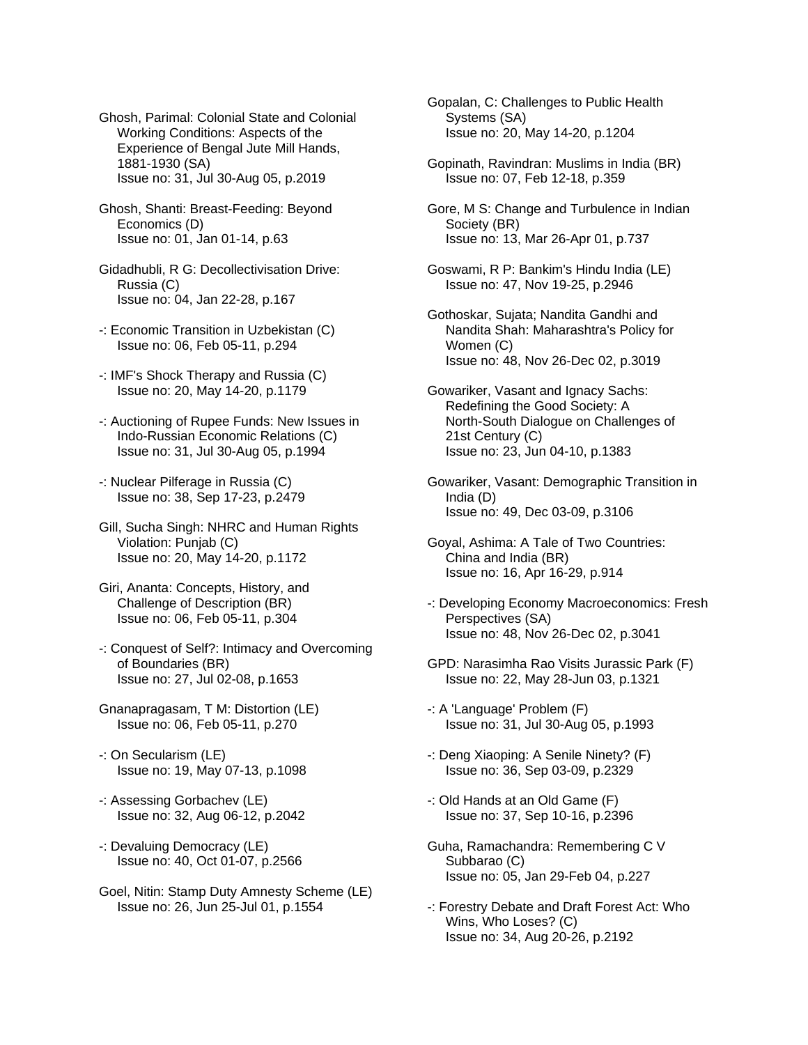Ghosh, Parimal: Colonial State and Colonial Working Conditions: Aspects of the Experience of Bengal Jute Mill Hands, 1881-1930 (SA)
Issue no: 31, Jul 30-Aug 05, p.2019

Ghosh, Shanti: Breast-Feeding: Beyond Economics (D)
Issue no: 01, Jan 01-14, p.63

Gidadhubli, R G: Decollectivisation Drive: Russia (C)
Issue no: 04, Jan 22-28, p.167

-: Economic Transition in Uzbekistan (C)
Issue no: 06, Feb 05-11, p.294

-: IMF's Shock Therapy and Russia (C)
Issue no: 20, May 14-20, p.1179

-: Auctioning of Rupee Funds: New Issues in Indo-Russian Economic Relations (C)
Issue no: 31, Jul 30-Aug 05, p.1994

-: Nuclear Pilferage in Russia (C)
Issue no: 38, Sep 17-23, p.2479

Gill, Sucha Singh: NHRC and Human Rights Violation: Punjab (C)
Issue no: 20, May 14-20, p.1172

Giri, Ananta: Concepts, History, and Challenge of Description (BR)
Issue no: 06, Feb 05-11, p.304

-: Conquest of Self?: Intimacy and Overcoming of Boundaries (BR)
Issue no: 27, Jul 02-08, p.1653

Gnanapragasam, T M: Distortion (LE)
Issue no: 06, Feb 05-11, p.270

-: On Secularism (LE)
Issue no: 19, May 07-13, p.1098

-: Assessing Gorbachev (LE)
Issue no: 32, Aug 06-12, p.2042

-: Devaluing Democracy (LE)
Issue no: 40, Oct 01-07, p.2566

Goel, Nitin: Stamp Duty Amnesty Scheme (LE)
Issue no: 26, Jun 25-Jul 01, p.1554

Gopalan, C: Challenges to Public Health Systems (SA)
Issue no: 20, May 14-20, p.1204

Gopinath, Ravindran: Muslims in India (BR)
Issue no: 07, Feb 12-18, p.359

Gore, M S: Change and Turbulence in Indian Society (BR)
Issue no: 13, Mar 26-Apr 01, p.737

Goswami, R P: Bankim's Hindu India (LE)
Issue no: 47, Nov 19-25, p.2946

Gothoskar, Sujata; Nandita Gandhi and Nandita Shah: Maharashtra's Policy for Women (C)
Issue no: 48, Nov 26-Dec 02, p.3019

Gowariker, Vasant and Ignacy Sachs: Redefining the Good Society: A North-South Dialogue on Challenges of 21st Century (C)
Issue no: 23, Jun 04-10, p.1383

Gowariker, Vasant: Demographic Transition in India (D)
Issue no: 49, Dec 03-09, p.3106

Goyal, Ashima: A Tale of Two Countries: China and India (BR)
Issue no: 16, Apr 16-29, p.914

-: Developing Economy Macroeconomics: Fresh Perspectives (SA)
Issue no: 48, Nov 26-Dec 02, p.3041

GPD: Narasimha Rao Visits Jurassic Park (F)
Issue no: 22, May 28-Jun 03, p.1321

-: A 'Language' Problem (F)
Issue no: 31, Jul 30-Aug 05, p.1993

-: Deng Xiaoping: A Senile Ninety? (F)
Issue no: 36, Sep 03-09, p.2329

-: Old Hands at an Old Game (F)
Issue no: 37, Sep 10-16, p.2396

Guha, Ramachandra: Remembering C V Subbarao (C)
Issue no: 05, Jan 29-Feb 04, p.227

-: Forestry Debate and Draft Forest Act: Who Wins, Who Loses? (C)
Issue no: 34, Aug 20-26, p.2192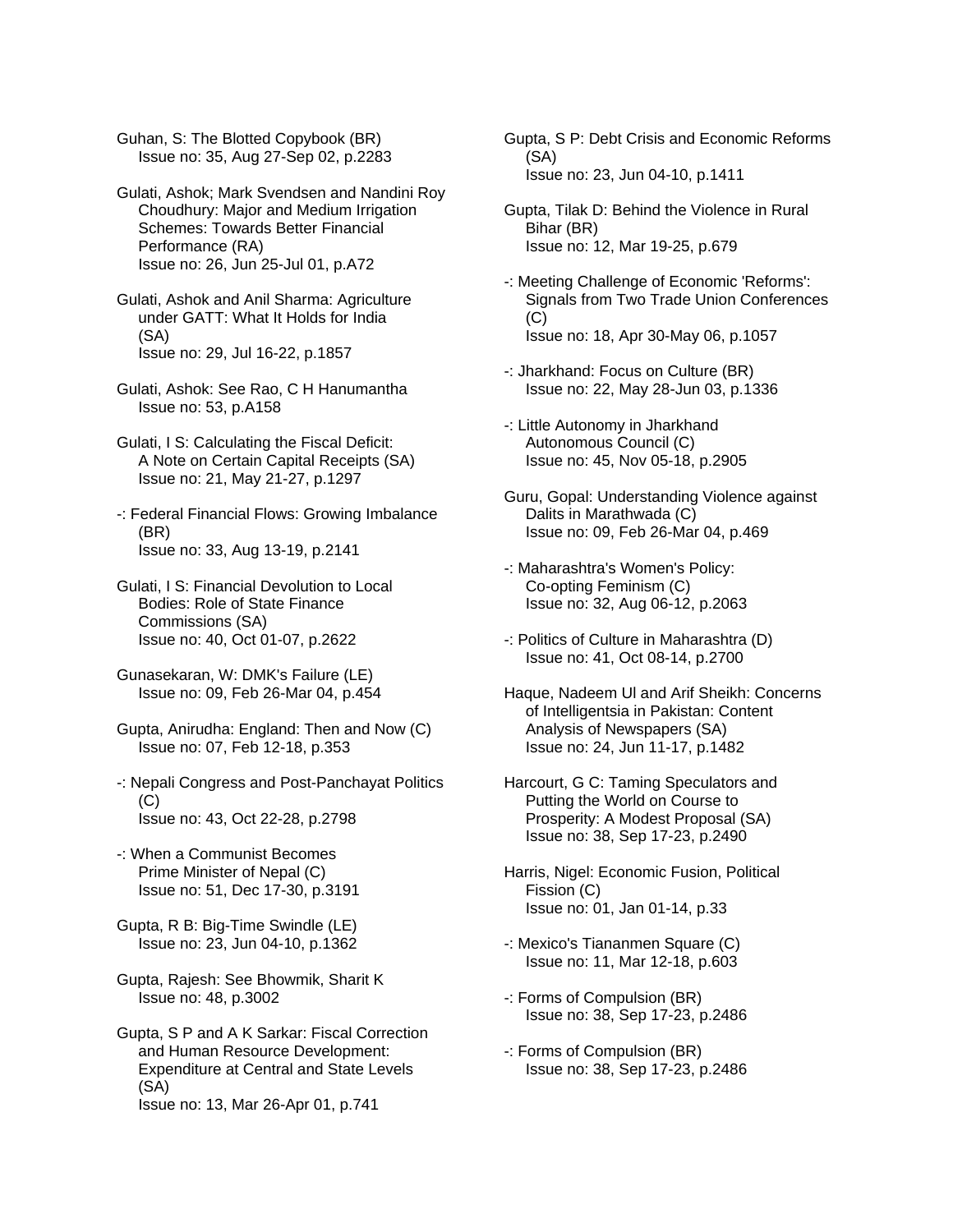Guhan, S: The Blotted Copybook (BR)
Issue no: 35, Aug 27-Sep 02, p.2283

Gulati, Ashok; Mark Svendsen and Nandini Roy Choudhury: Major and Medium Irrigation Schemes: Towards Better Financial Performance (RA)
Issue no: 26, Jun 25-Jul 01, p.A72

Gulati, Ashok and Anil Sharma: Agriculture under GATT: What It Holds for India (SA)
Issue no: 29, Jul 16-22, p.1857

Gulati, Ashok: See Rao, C H Hanumantha
Issue no: 53, p.A158

Gulati, I S: Calculating the Fiscal Deficit: A Note on Certain Capital Receipts (SA)
Issue no: 21, May 21-27, p.1297

-: Federal Financial Flows: Growing Imbalance (BR)
Issue no: 33, Aug 13-19, p.2141

Gulati, I S: Financial Devolution to Local Bodies: Role of State Finance Commissions (SA)
Issue no: 40, Oct 01-07, p.2622

Gunasekaran, W: DMK's Failure (LE)
Issue no: 09, Feb 26-Mar 04, p.454

Gupta, Anirudha: England: Then and Now (C)
Issue no: 07, Feb 12-18, p.353

-: Nepali Congress and Post-Panchayat Politics (C)
Issue no: 43, Oct 22-28, p.2798

-: When a Communist Becomes Prime Minister of Nepal (C)
Issue no: 51, Dec 17-30, p.3191

Gupta, R B: Big-Time Swindle (LE)
Issue no: 23, Jun 04-10, p.1362

Gupta, Rajesh: See Bhowmik, Sharit K
Issue no: 48, p.3002

Gupta, S P and A K Sarkar: Fiscal Correction and Human Resource Development: Expenditure at Central and State Levels (SA)
Issue no: 13, Mar 26-Apr 01, p.741

Gupta, S P: Debt Crisis and Economic Reforms (SA)
Issue no: 23, Jun 04-10, p.1411

Gupta, Tilak D: Behind the Violence in Rural Bihar (BR)
Issue no: 12, Mar 19-25, p.679

-: Meeting Challenge of Economic 'Reforms': Signals from Two Trade Union Conferences (C)
Issue no: 18, Apr 30-May 06, p.1057

-: Jharkhand: Focus on Culture (BR)
Issue no: 22, May 28-Jun 03, p.1336

-: Little Autonomy in Jharkhand Autonomous Council (C)
Issue no: 45, Nov 05-18, p.2905

Guru, Gopal: Understanding Violence against Dalits in Marathwada (C)
Issue no: 09, Feb 26-Mar 04, p.469

-: Maharashtra's Women's Policy: Co-opting Feminism (C)
Issue no: 32, Aug 06-12, p.2063

-: Politics of Culture in Maharashtra (D)
Issue no: 41, Oct 08-14, p.2700

Haque, Nadeem Ul and Arif Sheikh: Concerns of Intelligentsia in Pakistan: Content Analysis of Newspapers (SA)
Issue no: 24, Jun 11-17, p.1482

Harcourt, G C: Taming Speculators and Putting the World on Course to Prosperity: A Modest Proposal (SA)
Issue no: 38, Sep 17-23, p.2490

Harris, Nigel: Economic Fusion, Political Fission (C)
Issue no: 01, Jan 01-14, p.33

-: Mexico's Tiananmen Square (C)
Issue no: 11, Mar 12-18, p.603

-: Forms of Compulsion (BR)
Issue no: 38, Sep 17-23, p.2486

-: Forms of Compulsion (BR)
Issue no: 38, Sep 17-23, p.2486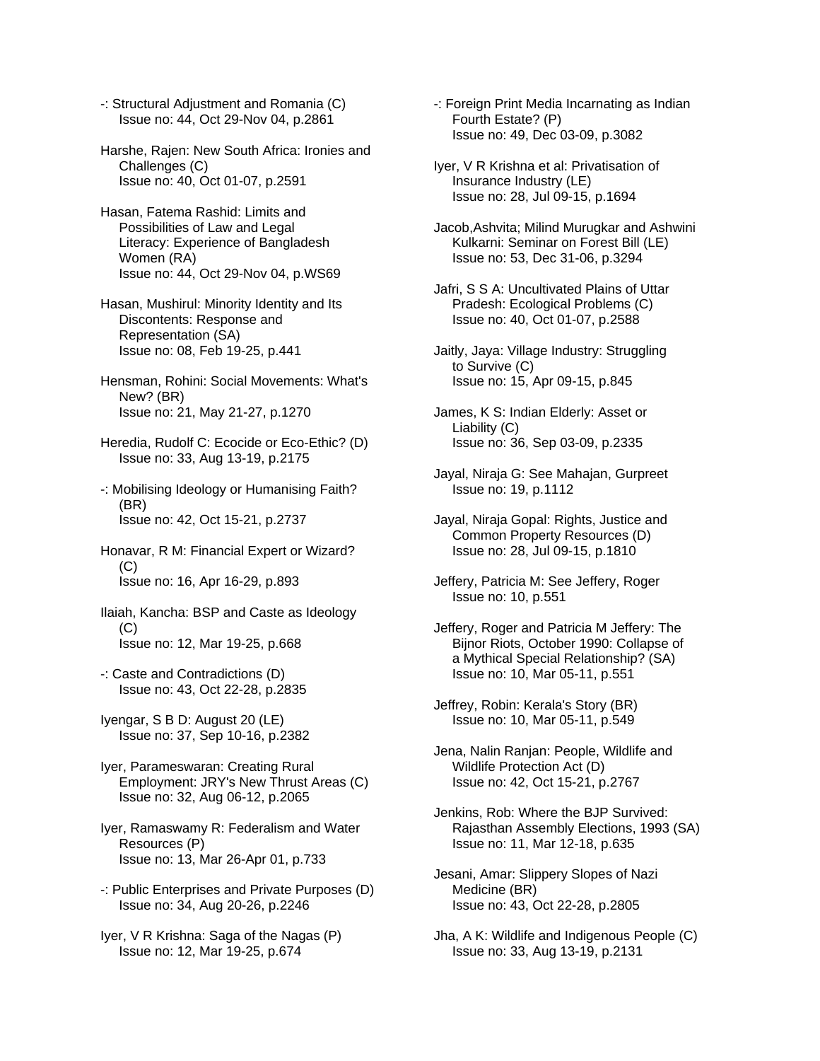-: Structural Adjustment and Romania (C)
Issue no: 44, Oct 29-Nov 04, p.2861

Harshe, Rajen: New South Africa: Ironies and Challenges (C)
Issue no: 40, Oct 01-07, p.2591

Hasan, Fatema Rashid: Limits and Possibilities of Law and Legal Literacy: Experience of Bangladesh Women (RA)
Issue no: 44, Oct 29-Nov 04, p.WS69

Hasan, Mushirul: Minority Identity and Its Discontents: Response and Representation (SA)
Issue no: 08, Feb 19-25, p.441

Hensman, Rohini: Social Movements: What's New? (BR)
Issue no: 21, May 21-27, p.1270

Heredia, Rudolf C: Ecocide or Eco-Ethic? (D)
Issue no: 33, Aug 13-19, p.2175

-: Mobilising Ideology or Humanising Faith? (BR)
Issue no: 42, Oct 15-21, p.2737

Honavar, R M: Financial Expert or Wizard? (C)
Issue no: 16, Apr 16-29, p.893

Ilaiah, Kancha: BSP and Caste as Ideology (C)
Issue no: 12, Mar 19-25, p.668

-: Caste and Contradictions (D)
Issue no: 43, Oct 22-28, p.2835

Iyengar, S B D: August 20 (LE)
Issue no: 37, Sep 10-16, p.2382

Iyer, Parameswaran: Creating Rural Employment: JRY's New Thrust Areas (C)
Issue no: 32, Aug 06-12, p.2065

Iyer, Ramaswamy R: Federalism and Water Resources (P)
Issue no: 13, Mar 26-Apr 01, p.733

-: Public Enterprises and Private Purposes (D)
Issue no: 34, Aug 20-26, p.2246

Iyer, V R Krishna: Saga of the Nagas (P)
Issue no: 12, Mar 19-25, p.674

-: Foreign Print Media Incarnating as Indian Fourth Estate? (P)
Issue no: 49, Dec 03-09, p.3082

Iyer, V R Krishna et al: Privatisation of Insurance Industry (LE)
Issue no: 28, Jul 09-15, p.1694

Jacob,Ashvita; Milind Murugkar and Ashwini Kulkarni: Seminar on Forest Bill (LE)
Issue no: 53, Dec 31-06, p.3294

Jafri, S S A: Uncultivated Plains of Uttar Pradesh: Ecological Problems (C)
Issue no: 40, Oct 01-07, p.2588

Jaitly, Jaya: Village Industry: Struggling to Survive (C)
Issue no: 15, Apr 09-15, p.845

James, K S: Indian Elderly: Asset or Liability (C)
Issue no: 36, Sep 03-09, p.2335

Jayal, Niraja G: See Mahajan, Gurpreet
Issue no: 19, p.1112

Jayal, Niraja Gopal: Rights, Justice and Common Property Resources (D)
Issue no: 28, Jul 09-15, p.1810

Jeffery, Patricia M: See Jeffery, Roger
Issue no: 10, p.551

Jeffery, Roger and Patricia M Jeffery: The Bijnor Riots, October 1990: Collapse of a Mythical Special Relationship? (SA)
Issue no: 10, Mar 05-11, p.551

Jeffrey, Robin: Kerala's Story (BR)
Issue no: 10, Mar 05-11, p.549

Jena, Nalin Ranjan: People, Wildlife and Wildlife Protection Act (D)
Issue no: 42, Oct 15-21, p.2767

Jenkins, Rob: Where the BJP Survived: Rajasthan Assembly Elections, 1993 (SA)
Issue no: 11, Mar 12-18, p.635

Jesani, Amar: Slippery Slopes of Nazi Medicine (BR)
Issue no: 43, Oct 22-28, p.2805

Jha, A K: Wildlife and Indigenous People (C)
Issue no: 33, Aug 13-19, p.2131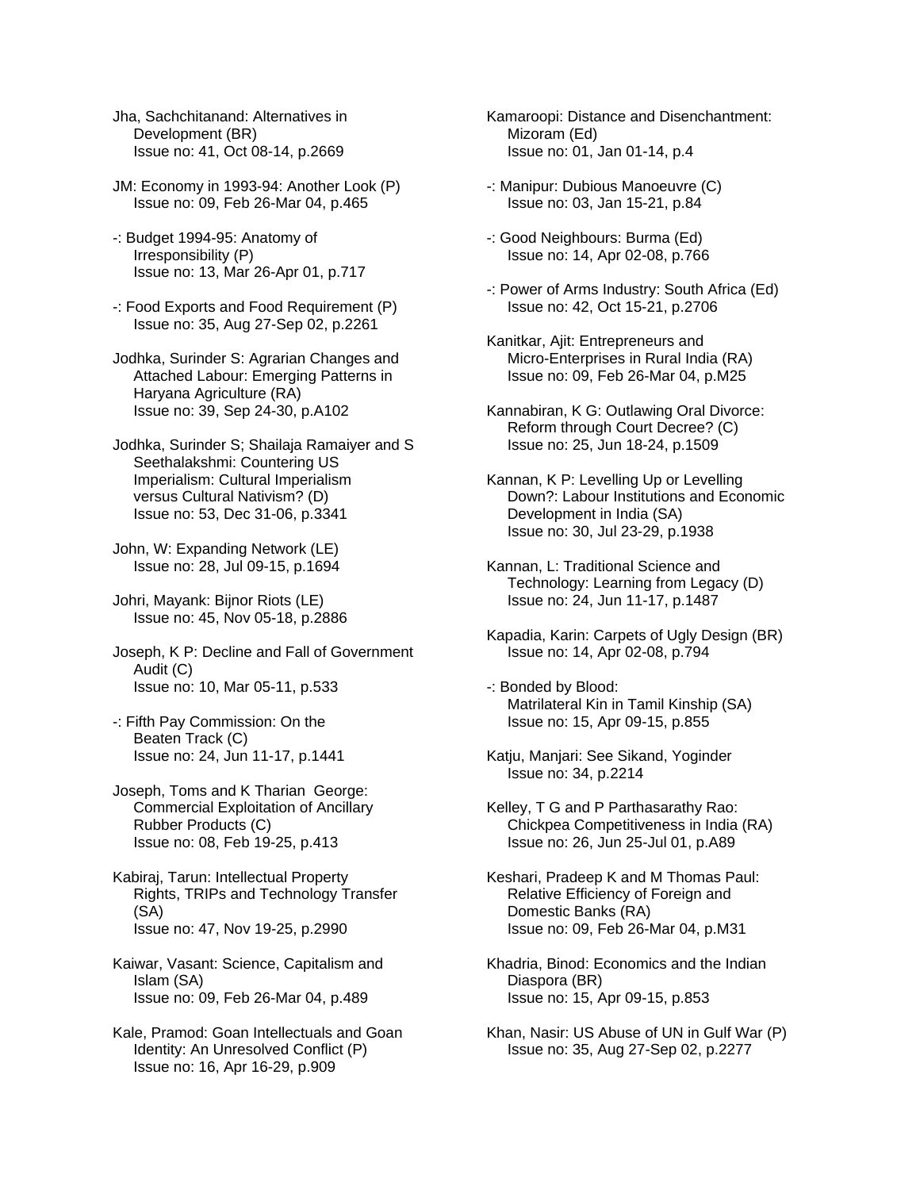Jha, Sachchitanand: Alternatives in Development (BR)
Issue no: 41, Oct 08-14, p.2669

JM: Economy in 1993-94: Another Look (P)
Issue no: 09, Feb 26-Mar 04, p.465

-: Budget 1994-95: Anatomy of Irresponsibility (P)
Issue no: 13, Mar 26-Apr 01, p.717

-: Food Exports and Food Requirement (P)
Issue no: 35, Aug 27-Sep 02, p.2261

Jodhka, Surinder S: Agrarian Changes and Attached Labour: Emerging Patterns in Haryana Agriculture (RA)
Issue no: 39, Sep 24-30, p.A102

Jodhka, Surinder S; Shailaja Ramaiyer and S Seethalakshmi: Countering US Imperialism: Cultural Imperialism versus Cultural Nativism? (D)
Issue no: 53, Dec 31-06, p.3341

John, W: Expanding Network (LE)
Issue no: 28, Jul 09-15, p.1694

Johri, Mayank: Bijnor Riots (LE)
Issue no: 45, Nov 05-18, p.2886

Joseph, K P: Decline and Fall of Government Audit (C)
Issue no: 10, Mar 05-11, p.533

-: Fifth Pay Commission: On the Beaten Track (C)
Issue no: 24, Jun 11-17, p.1441

Joseph, Toms and K Tharian George: Commercial Exploitation of Ancillary Rubber Products (C)
Issue no: 08, Feb 19-25, p.413

Kabiraj, Tarun: Intellectual Property Rights, TRIPs and Technology Transfer (SA)
Issue no: 47, Nov 19-25, p.2990

Kaiwar, Vasant: Science, Capitalism and Islam (SA)
Issue no: 09, Feb 26-Mar 04, p.489

Kale, Pramod: Goan Intellectuals and Goan Identity: An Unresolved Conflict (P)
Issue no: 16, Apr 16-29, p.909

Kamaroopi: Distance and Disenchantment: Mizoram (Ed)
Issue no: 01, Jan 01-14, p.4

-: Manipur: Dubious Manoeuvre (C)
Issue no: 03, Jan 15-21, p.84

-: Good Neighbours: Burma (Ed)
Issue no: 14, Apr 02-08, p.766

-: Power of Arms Industry: South Africa (Ed)
Issue no: 42, Oct 15-21, p.2706

Kanitkar, Ajit: Entrepreneurs and Micro-Enterprises in Rural India (RA)
Issue no: 09, Feb 26-Mar 04, p.M25

Kannabiran, K G: Outlawing Oral Divorce: Reform through Court Decree? (C)
Issue no: 25, Jun 18-24, p.1509

Kannan, K P: Levelling Up or Levelling Down?: Labour Institutions and Economic Development in India (SA)
Issue no: 30, Jul 23-29, p.1938

Kannan, L: Traditional Science and Technology: Learning from Legacy (D)
Issue no: 24, Jun 11-17, p.1487

Kapadia, Karin: Carpets of Ugly Design (BR)
Issue no: 14, Apr 02-08, p.794

-: Bonded by Blood: Matrilateral Kin in Tamil Kinship (SA)
Issue no: 15, Apr 09-15, p.855

Katju, Manjari: See Sikand, Yoginder
Issue no: 34, p.2214

Kelley, T G and P Parthasarathy Rao: Chickpea Competitiveness in India (RA)
Issue no: 26, Jun 25-Jul 01, p.A89

Keshari, Pradeep K and M Thomas Paul: Relative Efficiency of Foreign and Domestic Banks (RA)
Issue no: 09, Feb 26-Mar 04, p.M31

Khadria, Binod: Economics and the Indian Diaspora (BR)
Issue no: 15, Apr 09-15, p.853

Khan, Nasir: US Abuse of UN in Gulf War (P)
Issue no: 35, Aug 27-Sep 02, p.2277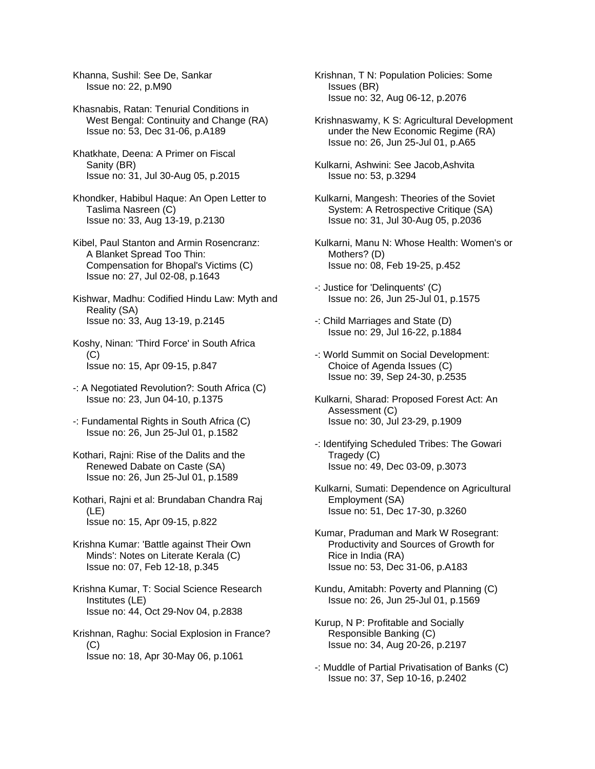Khanna, Sushil: See De, Sankar
Issue no: 22, p.M90

Khasnabis, Ratan: Tenurial Conditions in West Bengal: Continuity and Change (RA)
Issue no: 53, Dec 31-06, p.A189

Khatkhate, Deena: A Primer on Fiscal Sanity (BR)
Issue no: 31, Jul 30-Aug 05, p.2015

Khondker, Habibul Haque: An Open Letter to Taslima Nasreen (C)
Issue no: 33, Aug 13-19, p.2130

Kibel, Paul Stanton and Armin Rosencranz: A Blanket Spread Too Thin: Compensation for Bhopal's Victims (C)
Issue no: 27, Jul 02-08, p.1643

Kishwar, Madhu: Codified Hindu Law: Myth and Reality (SA)
Issue no: 33, Aug 13-19, p.2145

Koshy, Ninan: 'Third Force' in South Africa (C)
Issue no: 15, Apr 09-15, p.847

-: A Negotiated Revolution?: South Africa (C)
Issue no: 23, Jun 04-10, p.1375

-: Fundamental Rights in South Africa (C)
Issue no: 26, Jun 25-Jul 01, p.1582

Kothari, Rajni: Rise of the Dalits and the Renewed Dabate on Caste (SA)
Issue no: 26, Jun 25-Jul 01, p.1589

Kothari, Rajni et al: Brundaban Chandra Raj (LE)
Issue no: 15, Apr 09-15, p.822

Krishna Kumar: 'Battle against Their Own Minds': Notes on Literate Kerala (C)
Issue no: 07, Feb 12-18, p.345

Krishna Kumar, T: Social Science Research Institutes (LE)
Issue no: 44, Oct 29-Nov 04, p.2838

Krishnan, Raghu: Social Explosion in France? (C)
Issue no: 18, Apr 30-May 06, p.1061

Krishnan, T N: Population Policies: Some Issues (BR)
Issue no: 32, Aug 06-12, p.2076

Krishnaswamy, K S: Agricultural Development under the New Economic Regime (RA)
Issue no: 26, Jun 25-Jul 01, p.A65

Kulkarni, Ashwini: See Jacob,Ashvita
Issue no: 53, p.3294

Kulkarni, Mangesh: Theories of the Soviet System: A Retrospective Critique (SA)
Issue no: 31, Jul 30-Aug 05, p.2036

Kulkarni, Manu N: Whose Health: Women's or Mothers? (D)
Issue no: 08, Feb 19-25, p.452

-: Justice for 'Delinquents' (C)
Issue no: 26, Jun 25-Jul 01, p.1575

-: Child Marriages and State (D)
Issue no: 29, Jul 16-22, p.1884

-: World Summit on Social Development: Choice of Agenda Issues (C)
Issue no: 39, Sep 24-30, p.2535

Kulkarni, Sharad: Proposed Forest Act: An Assessment (C)
Issue no: 30, Jul 23-29, p.1909

-: Identifying Scheduled Tribes: The Gowari Tragedy (C)
Issue no: 49, Dec 03-09, p.3073

Kulkarni, Sumati: Dependence on Agricultural Employment (SA)
Issue no: 51, Dec 17-30, p.3260

Kumar, Praduman and Mark W Rosegrant: Productivity and Sources of Growth for Rice in India (RA)
Issue no: 53, Dec 31-06, p.A183

Kundu, Amitabh: Poverty and Planning (C)
Issue no: 26, Jun 25-Jul 01, p.1569

Kurup, N P: Profitable and Socially Responsible Banking (C)
Issue no: 34, Aug 20-26, p.2197

-: Muddle of Partial Privatisation of Banks (C)
Issue no: 37, Sep 10-16, p.2402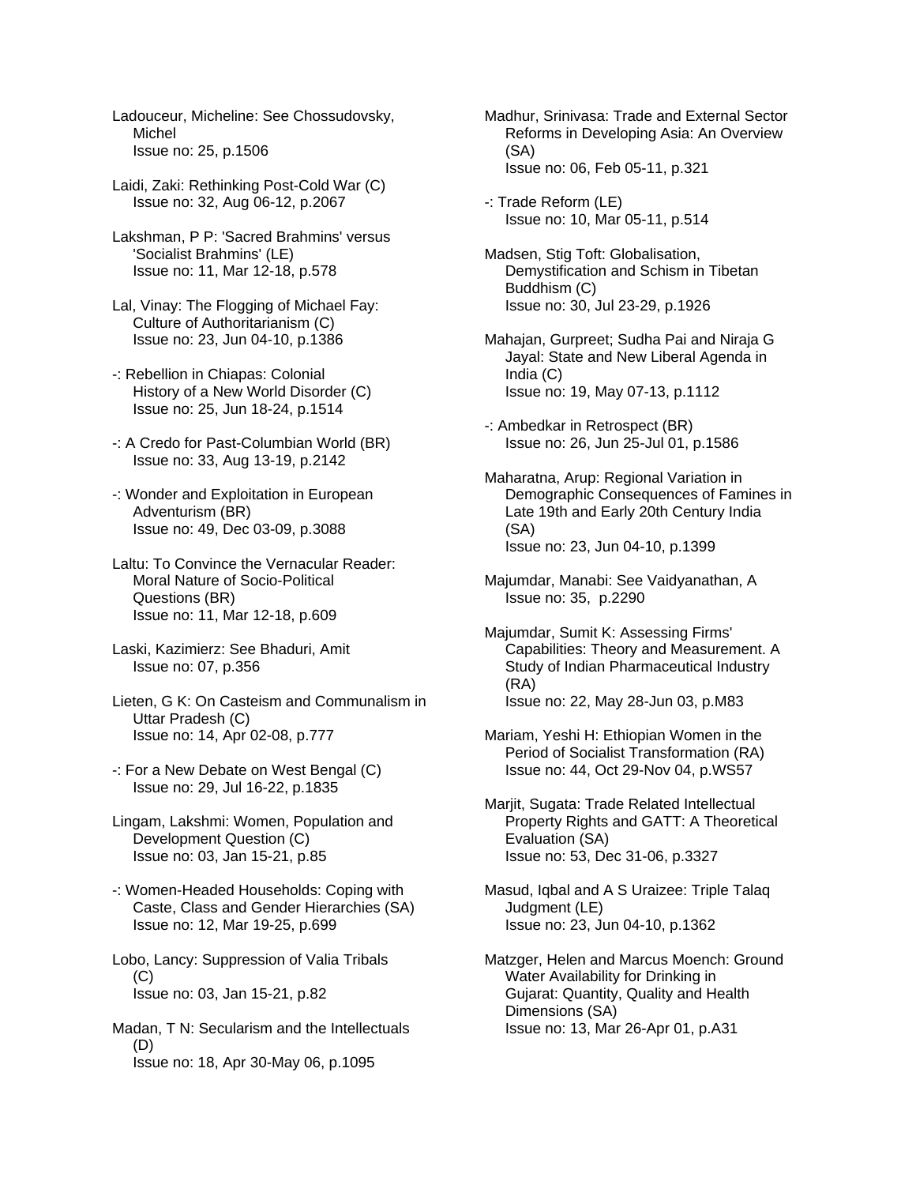Ladouceur, Micheline: See Chossudovsky, Michel
Issue no: 25, p.1506

Laidi, Zaki: Rethinking Post-Cold War (C)
Issue no: 32, Aug 06-12, p.2067

Lakshman, P P: 'Sacred Brahmins' versus 'Socialist Brahmins' (LE)
Issue no: 11, Mar 12-18, p.578

Lal, Vinay: The Flogging of Michael Fay: Culture of Authoritarianism (C)
Issue no: 23, Jun 04-10, p.1386

-: Rebellion in Chiapas: Colonial History of a New World Disorder (C)
Issue no: 25, Jun 18-24, p.1514

-: A Credo for Past-Columbian World (BR)
Issue no: 33, Aug 13-19, p.2142

-: Wonder and Exploitation in European Adventurism (BR)
Issue no: 49, Dec 03-09, p.3088

Laltu: To Convince the Vernacular Reader: Moral Nature of Socio-Political Questions (BR)
Issue no: 11, Mar 12-18, p.609

Laski, Kazimierz: See Bhaduri, Amit
Issue no: 07, p.356

Lieten, G K: On Casteism and Communalism in Uttar Pradesh (C)
Issue no: 14, Apr 02-08, p.777

-: For a New Debate on West Bengal (C)
Issue no: 29, Jul 16-22, p.1835

Lingam, Lakshmi: Women, Population and Development Question (C)
Issue no: 03, Jan 15-21, p.85

-: Women-Headed Households: Coping with Caste, Class and Gender Hierarchies (SA)
Issue no: 12, Mar 19-25, p.699

Lobo, Lancy: Suppression of Valia Tribals (C)
Issue no: 03, Jan 15-21, p.82

Madan, T N: Secularism and the Intellectuals (D)
Issue no: 18, Apr 30-May 06, p.1095

Madhur, Srinivasa: Trade and External Sector Reforms in Developing Asia: An Overview (SA)
Issue no: 06, Feb 05-11, p.321

-: Trade Reform (LE)
Issue no: 10, Mar 05-11, p.514

Madsen, Stig Toft: Globalisation, Demystification and Schism in Tibetan Buddhism (C)
Issue no: 30, Jul 23-29, p.1926

Mahajan, Gurpreet; Sudha Pai and Niraja G Jayal: State and New Liberal Agenda in India (C)
Issue no: 19, May 07-13, p.1112

-: Ambedkar in Retrospect (BR)
Issue no: 26, Jun 25-Jul 01, p.1586

Maharatna, Arup: Regional Variation in Demographic Consequences of Famines in Late 19th and Early 20th Century India (SA)
Issue no: 23, Jun 04-10, p.1399

Majumdar, Manabi: See Vaidyanathan, A
Issue no: 35, p.2290

Majumdar, Sumit K: Assessing Firms' Capabilities: Theory and Measurement. A Study of Indian Pharmaceutical Industry (RA)
Issue no: 22, May 28-Jun 03, p.M83

Mariam, Yeshi H: Ethiopian Women in the Period of Socialist Transformation (RA)
Issue no: 44, Oct 29-Nov 04, p.WS57

Marjit, Sugata: Trade Related Intellectual Property Rights and GATT: A Theoretical Evaluation (SA)
Issue no: 53, Dec 31-06, p.3327

Masud, Iqbal and A S Uraizee: Triple Talaq Judgment (LE)
Issue no: 23, Jun 04-10, p.1362

Matzger, Helen and Marcus Moench: Ground Water Availability for Drinking in Gujarat: Quantity, Quality and Health Dimensions (SA)
Issue no: 13, Mar 26-Apr 01, p.A31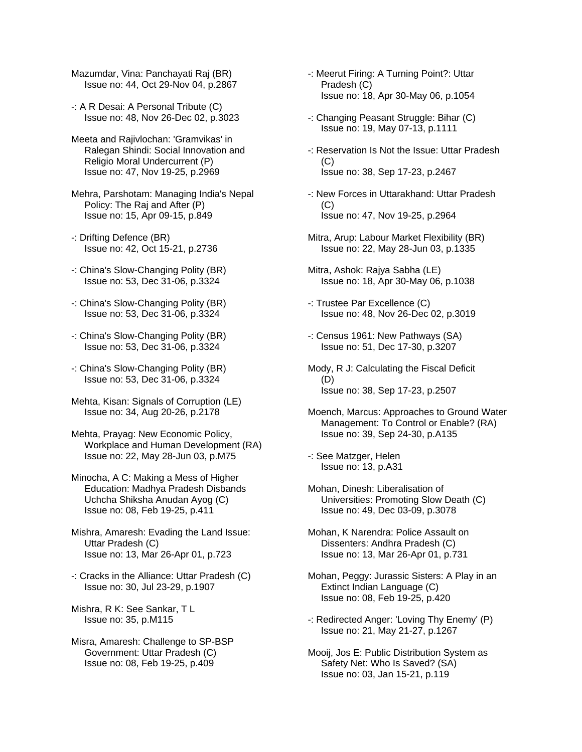Mazumdar, Vina: Panchayati Raj (BR)
Issue no: 44, Oct 29-Nov 04, p.2867

-: A R Desai: A Personal Tribute (C)
Issue no: 48, Nov 26-Dec 02, p.3023

Meeta and Rajivlochan: 'Gramvikas' in Ralegan Shindi: Social Innovation and Religio Moral Undercurrent (P)
Issue no: 47, Nov 19-25, p.2969

Mehra, Parshotam: Managing India's Nepal Policy: The Raj and After (P)
Issue no: 15, Apr 09-15, p.849

-: Drifting Defence (BR)
Issue no: 42, Oct 15-21, p.2736

-: China's Slow-Changing Polity (BR)
Issue no: 53, Dec 31-06, p.3324

-: China's Slow-Changing Polity (BR)
Issue no: 53, Dec 31-06, p.3324

-: China's Slow-Changing Polity (BR)
Issue no: 53, Dec 31-06, p.3324

-: China's Slow-Changing Polity (BR)
Issue no: 53, Dec 31-06, p.3324

Mehta, Kisan: Signals of Corruption (LE)
Issue no: 34, Aug 20-26, p.2178

Mehta, Prayag: New Economic Policy, Workplace and Human Development (RA)
Issue no: 22, May 28-Jun 03, p.M75

Minocha, A C: Making a Mess of Higher Education: Madhya Pradesh Disbands Uchcha Shiksha Anudan Ayog (C)
Issue no: 08, Feb 19-25, p.411

Mishra, Amaresh: Evading the Land Issue: Uttar Pradesh (C)
Issue no: 13, Mar 26-Apr 01, p.723

-: Cracks in the Alliance: Uttar Pradesh (C)
Issue no: 30, Jul 23-29, p.1907

Mishra, R K: See Sankar, T L
Issue no: 35, p.M115

Misra, Amaresh: Challenge to SP-BSP Government: Uttar Pradesh (C)
Issue no: 08, Feb 19-25, p.409

-: Meerut Firing: A Turning Point?: Uttar Pradesh (C)
Issue no: 18, Apr 30-May 06, p.1054

-: Changing Peasant Struggle: Bihar (C)
Issue no: 19, May 07-13, p.1111

-: Reservation Is Not the Issue: Uttar Pradesh (C)
Issue no: 38, Sep 17-23, p.2467

-: New Forces in Uttarakhand: Uttar Pradesh (C)
Issue no: 47, Nov 19-25, p.2964

Mitra, Arup: Labour Market Flexibility (BR)
Issue no: 22, May 28-Jun 03, p.1335

Mitra, Ashok: Rajya Sabha (LE)
Issue no: 18, Apr 30-May 06, p.1038

-: Trustee Par Excellence (C)
Issue no: 48, Nov 26-Dec 02, p.3019

-: Census 1961: New Pathways (SA)
Issue no: 51, Dec 17-30, p.3207

Mody, R J: Calculating the Fiscal Deficit (D)
Issue no: 38, Sep 17-23, p.2507

Moench, Marcus: Approaches to Ground Water Management: To Control or Enable? (RA)
Issue no: 39, Sep 24-30, p.A135

-: See Matzger, Helen
Issue no: 13, p.A31

Mohan, Dinesh: Liberalisation of Universities: Promoting Slow Death (C)
Issue no: 49, Dec 03-09, p.3078

Mohan, K Narendra: Police Assault on Dissenters: Andhra Pradesh (C)
Issue no: 13, Mar 26-Apr 01, p.731

Mohan, Peggy: Jurassic Sisters: A Play in an Extinct Indian Language (C)
Issue no: 08, Feb 19-25, p.420

-: Redirected Anger: 'Loving Thy Enemy' (P)
Issue no: 21, May 21-27, p.1267

Mooij, Jos E: Public Distribution System as Safety Net: Who Is Saved? (SA)
Issue no: 03, Jan 15-21, p.119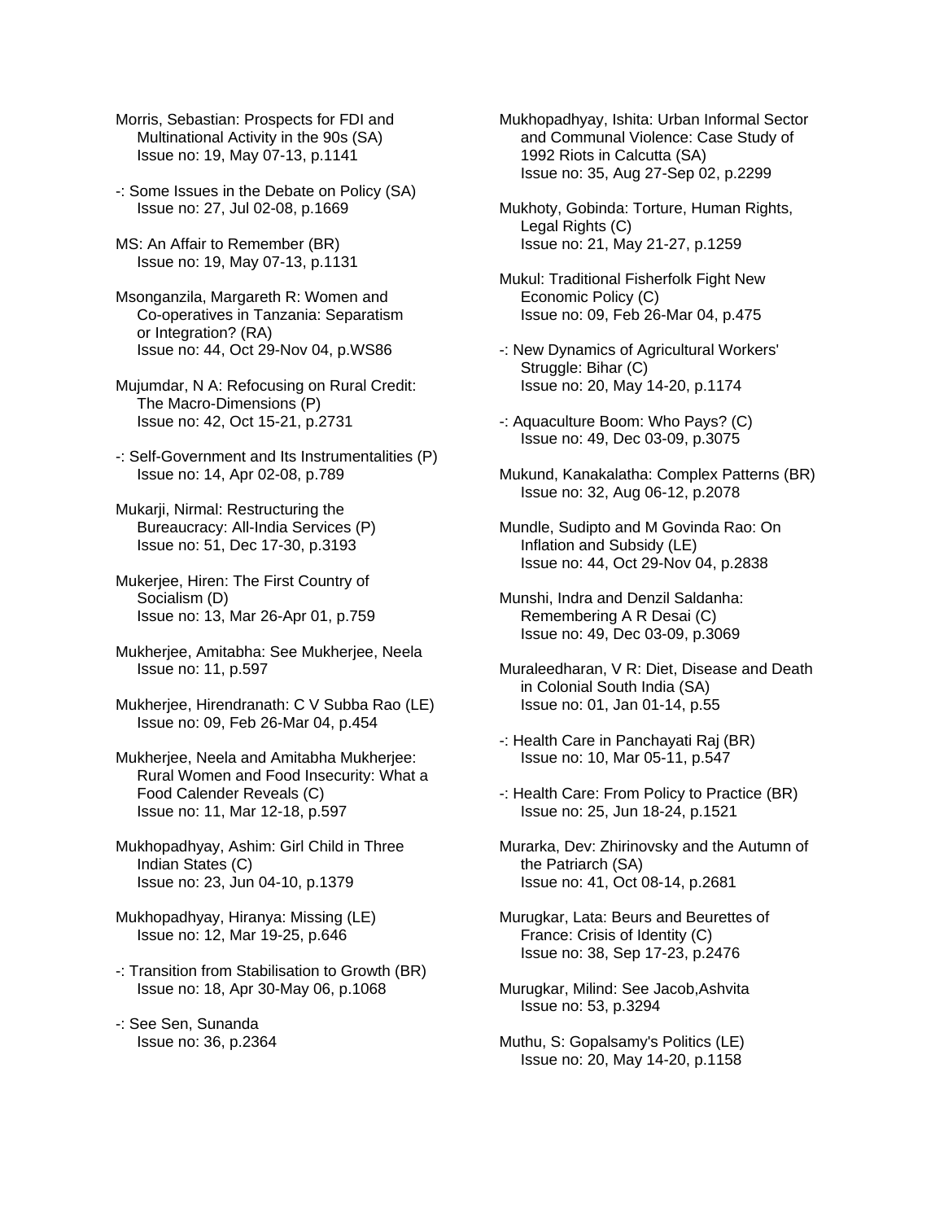Morris, Sebastian: Prospects for FDI and Multinational Activity in the 90s (SA)
Issue no: 19, May 07-13, p.1141

-: Some Issues in the Debate on Policy (SA)
Issue no: 27, Jul 02-08, p.1669

MS: An Affair to Remember (BR)
Issue no: 19, May 07-13, p.1131

Msonganzila, Margareth R: Women and Co-operatives in Tanzania: Separatism or Integration? (RA)
Issue no: 44, Oct 29-Nov 04, p.WS86

Mujumdar, N A: Refocusing on Rural Credit: The Macro-Dimensions (P)
Issue no: 42, Oct 15-21, p.2731

-: Self-Government and Its Instrumentalities (P)
Issue no: 14, Apr 02-08, p.789

Mukarji, Nirmal: Restructuring the Bureaucracy: All-India Services (P)
Issue no: 51, Dec 17-30, p.3193

Mukerjee, Hiren: The First Country of Socialism (D)
Issue no: 13, Mar 26-Apr 01, p.759

Mukherjee, Amitabha: See Mukherjee, Neela
Issue no: 11, p.597

Mukherjee, Hirendranath: C V Subba Rao (LE)
Issue no: 09, Feb 26-Mar 04, p.454

Mukherjee, Neela and Amitabha Mukherjee: Rural Women and Food Insecurity: What a Food Calender Reveals (C)
Issue no: 11, Mar 12-18, p.597

Mukhopadhyay, Ashim: Girl Child in Three Indian States (C)
Issue no: 23, Jun 04-10, p.1379

Mukhopadhyay, Hiranya: Missing (LE)
Issue no: 12, Mar 19-25, p.646

-: Transition from Stabilisation to Growth (BR)
Issue no: 18, Apr 30-May 06, p.1068

-: See Sen, Sunanda
Issue no: 36, p.2364

Mukhopadhyay, Ishita: Urban Informal Sector and Communal Violence: Case Study of 1992 Riots in Calcutta (SA)
Issue no: 35, Aug 27-Sep 02, p.2299

Mukhoty, Gobinda: Torture, Human Rights, Legal Rights (C)
Issue no: 21, May 21-27, p.1259

Mukul: Traditional Fisherfolk Fight New Economic Policy (C)
Issue no: 09, Feb 26-Mar 04, p.475

-: New Dynamics of Agricultural Workers' Struggle: Bihar (C)
Issue no: 20, May 14-20, p.1174

-: Aquaculture Boom: Who Pays? (C)
Issue no: 49, Dec 03-09, p.3075

Mukund, Kanakalatha: Complex Patterns (BR)
Issue no: 32, Aug 06-12, p.2078

Mundle, Sudipto and M Govinda Rao: On Inflation and Subsidy (LE)
Issue no: 44, Oct 29-Nov 04, p.2838

Munshi, Indra and Denzil Saldanha: Remembering A R Desai (C)
Issue no: 49, Dec 03-09, p.3069

Muraleedharan, V R: Diet, Disease and Death in Colonial South India (SA)
Issue no: 01, Jan 01-14, p.55

-: Health Care in Panchayati Raj (BR)
Issue no: 10, Mar 05-11, p.547

-: Health Care: From Policy to Practice (BR)
Issue no: 25, Jun 18-24, p.1521

Murarka, Dev: Zhirinovsky and the Autumn of the Patriarch (SA)
Issue no: 41, Oct 08-14, p.2681

Murugkar, Lata: Beurs and Beurettes of France: Crisis of Identity (C)
Issue no: 38, Sep 17-23, p.2476

Murugkar, Milind: See Jacob,Ashvita
Issue no: 53, p.3294

Muthu, S: Gopalsamy's Politics (LE)
Issue no: 20, May 14-20, p.1158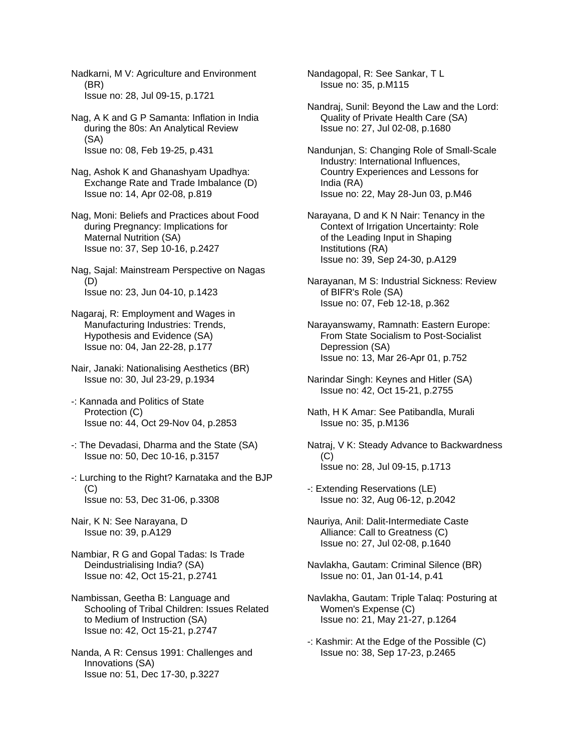Nadkarni, M V: Agriculture and Environment (BR)
Issue no: 28, Jul 09-15, p.1721

Nag, A K and G P Samanta: Inflation in India during the 80s: An Analytical Review (SA)
Issue no: 08, Feb 19-25, p.431

Nag, Ashok K and Ghanashyam Upadhya: Exchange Rate and Trade Imbalance (D)
Issue no: 14, Apr 02-08, p.819

Nag, Moni: Beliefs and Practices about Food during Pregnancy: Implications for Maternal Nutrition (SA)
Issue no: 37, Sep 10-16, p.2427

Nag, Sajal: Mainstream Perspective on Nagas (D)
Issue no: 23, Jun 04-10, p.1423

Nagaraj, R: Employment and Wages in Manufacturing Industries: Trends, Hypothesis and Evidence (SA)
Issue no: 04, Jan 22-28, p.177

Nair, Janaki: Nationalising Aesthetics (BR)
Issue no: 30, Jul 23-29, p.1934

-: Kannada and Politics of State Protection (C)
Issue no: 44, Oct 29-Nov 04, p.2853

-: The Devadasi, Dharma and the State (SA)
Issue no: 50, Dec 10-16, p.3157

-: Lurching to the Right? Karnataka and the BJP (C)
Issue no: 53, Dec 31-06, p.3308

Nair, K N: See Narayana, D
Issue no: 39, p.A129

Nambiar, R G and Gopal Tadas: Is Trade Deindustrialising India? (SA)
Issue no: 42, Oct 15-21, p.2741

Nambissan, Geetha B: Language and Schooling of Tribal Children: Issues Related to Medium of Instruction (SA)
Issue no: 42, Oct 15-21, p.2747

Nanda, A R: Census 1991: Challenges and Innovations (SA)
Issue no: 51, Dec 17-30, p.3227

Nandagopal, R: See Sankar, T L
Issue no: 35, p.M115

Nandraj, Sunil: Beyond the Law and the Lord: Quality of Private Health Care (SA)
Issue no: 27, Jul 02-08, p.1680

Nandunjan, S: Changing Role of Small-Scale Industry: International Influences, Country Experiences and Lessons for India (RA)
Issue no: 22, May 28-Jun 03, p.M46

Narayana, D and K N Nair: Tenancy in the Context of Irrigation Uncertainty: Role of the Leading Input in Shaping Institutions (RA)
Issue no: 39, Sep 24-30, p.A129

Narayanan, M S: Industrial Sickness: Review of BIFR's Role (SA)
Issue no: 07, Feb 12-18, p.362

Narayanswamy, Ramnath: Eastern Europe: From State Socialism to Post-Socialist Depression (SA)
Issue no: 13, Mar 26-Apr 01, p.752

Narindar Singh: Keynes and Hitler (SA)
Issue no: 42, Oct 15-21, p.2755

Nath, H K Amar: See Patibandla, Murali
Issue no: 35, p.M136

Natraj, V K: Steady Advance to Backwardness (C)
Issue no: 28, Jul 09-15, p.1713

-: Extending Reservations (LE)
Issue no: 32, Aug 06-12, p.2042

Nauriya, Anil: Dalit-Intermediate Caste Alliance: Call to Greatness (C)
Issue no: 27, Jul 02-08, p.1640

Navlakha, Gautam: Criminal Silence (BR)
Issue no: 01, Jan 01-14, p.41

Navlakha, Gautam: Triple Talaq: Posturing at Women's Expense (C)
Issue no: 21, May 21-27, p.1264

-: Kashmir: At the Edge of the Possible (C)
Issue no: 38, Sep 17-23, p.2465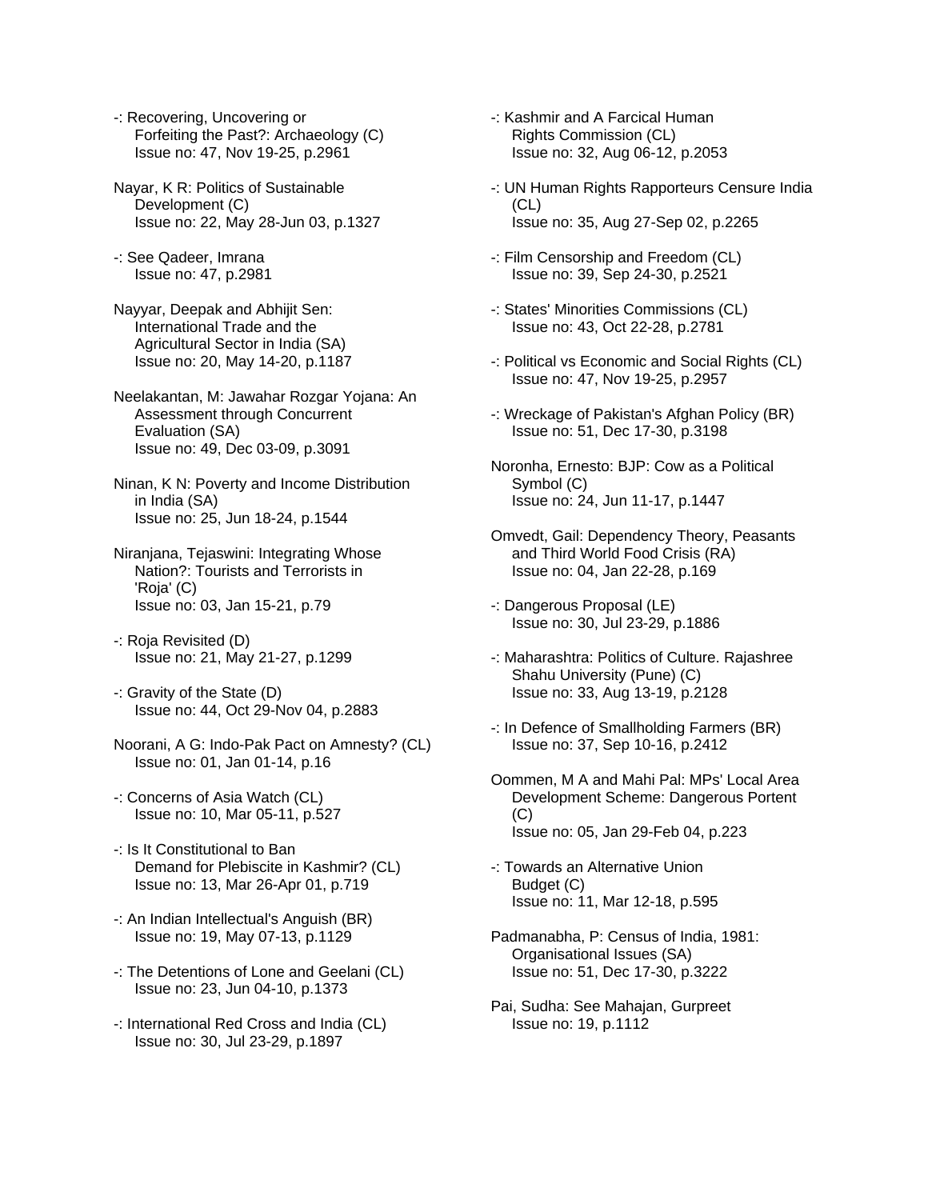-: Recovering, Uncovering or Forfeiting the Past?: Archaeology (C)
Issue no: 47, Nov 19-25, p.2961

Nayar, K R: Politics of Sustainable Development (C)
Issue no: 22, May 28-Jun 03, p.1327

-: See Qadeer, Imrana
Issue no: 47, p.2981

Nayyar, Deepak and Abhijit Sen: International Trade and the Agricultural Sector in India (SA)
Issue no: 20, May 14-20, p.1187

Neelakantan, M: Jawahar Rozgar Yojana: An Assessment through Concurrent Evaluation (SA)
Issue no: 49, Dec 03-09, p.3091

Ninan, K N: Poverty and Income Distribution in India (SA)
Issue no: 25, Jun 18-24, p.1544

Niranjana, Tejaswini: Integrating Whose Nation?: Tourists and Terrorists in 'Roja' (C)
Issue no: 03, Jan 15-21, p.79

-: Roja Revisited (D)
Issue no: 21, May 21-27, p.1299

-: Gravity of the State (D)
Issue no: 44, Oct 29-Nov 04, p.2883

Noorani, A G: Indo-Pak Pact on Amnesty? (CL)
Issue no: 01, Jan 01-14, p.16

-: Concerns of Asia Watch (CL)
Issue no: 10, Mar 05-11, p.527

-: Is It Constitutional to Ban Demand for Plebiscite in Kashmir? (CL)
Issue no: 13, Mar 26-Apr 01, p.719

-: An Indian Intellectual's Anguish (BR)
Issue no: 19, May 07-13, p.1129

-: The Detentions of Lone and Geelani (CL)
Issue no: 23, Jun 04-10, p.1373

-: International Red Cross and India (CL)
Issue no: 30, Jul 23-29, p.1897

-: Kashmir and A Farcical Human Rights Commission (CL)
Issue no: 32, Aug 06-12, p.2053

-: UN Human Rights Rapporteurs Censure India (CL)
Issue no: 35, Aug 27-Sep 02, p.2265

-: Film Censorship and Freedom (CL)
Issue no: 39, Sep 24-30, p.2521

-: States' Minorities Commissions (CL)
Issue no: 43, Oct 22-28, p.2781

-: Political vs Economic and Social Rights (CL)
Issue no: 47, Nov 19-25, p.2957

-: Wreckage of Pakistan's Afghan Policy (BR)
Issue no: 51, Dec 17-30, p.3198

Noronha, Ernesto: BJP: Cow as a Political Symbol (C)
Issue no: 24, Jun 11-17, p.1447

Omvedt, Gail: Dependency Theory, Peasants and Third World Food Crisis (RA)
Issue no: 04, Jan 22-28, p.169

-: Dangerous Proposal (LE)
Issue no: 30, Jul 23-29, p.1886

-: Maharashtra: Politics of Culture. Rajashree Shahu University (Pune) (C)
Issue no: 33, Aug 13-19, p.2128

-: In Defence of Smallholding Farmers (BR)
Issue no: 37, Sep 10-16, p.2412

Oommen, M A and Mahi Pal: MPs' Local Area Development Scheme: Dangerous Portent (C)
Issue no: 05, Jan 29-Feb 04, p.223

-: Towards an Alternative Union Budget (C)
Issue no: 11, Mar 12-18, p.595

Padmanabha, P: Census of India, 1981: Organisational Issues (SA)
Issue no: 51, Dec 17-30, p.3222

Pai, Sudha: See Mahajan, Gurpreet
Issue no: 19, p.1112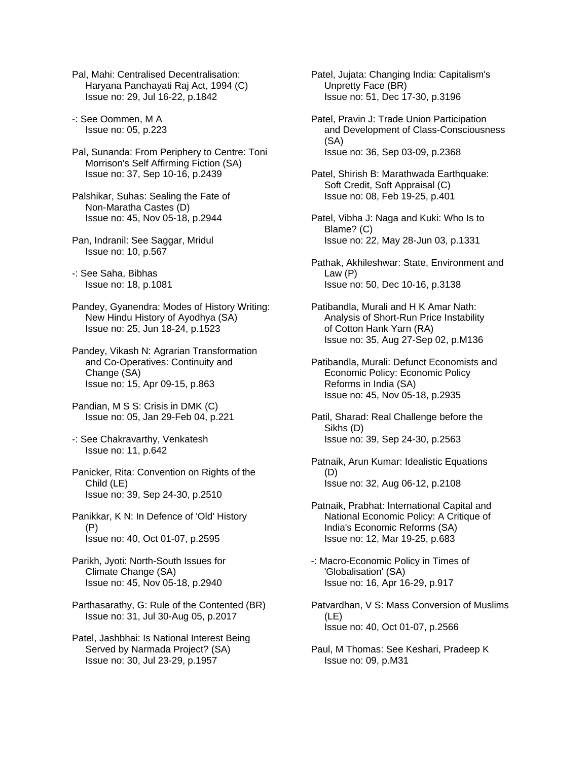Pal, Mahi: Centralised Decentralisation: Haryana Panchayati Raj Act, 1994 (C)
Issue no: 29, Jul 16-22, p.1842

-: See Oommen, M A
Issue no: 05, p.223

Pal, Sunanda: From Periphery to Centre: Toni Morrison's Self Affirming Fiction (SA)
Issue no: 37, Sep 10-16, p.2439

Palshikar, Suhas: Sealing the Fate of Non-Maratha Castes (D)
Issue no: 45, Nov 05-18, p.2944

Pan, Indranil: See Saggar, Mridul
Issue no: 10, p.567

-: See Saha, Bibhas
Issue no: 18, p.1081

Pandey, Gyanendra: Modes of History Writing: New Hindu History of Ayodhya (SA)
Issue no: 25, Jun 18-24, p.1523

Pandey, Vikash N: Agrarian Transformation and Co-Operatives: Continuity and Change (SA)
Issue no: 15, Apr 09-15, p.863

Pandian, M S S: Crisis in DMK (C)
Issue no: 05, Jan 29-Feb 04, p.221

-: See Chakravarthy, Venkatesh
Issue no: 11, p.642

Panicker, Rita: Convention on Rights of the Child (LE)
Issue no: 39, Sep 24-30, p.2510

Panikkar, K N: In Defence of 'Old' History (P)
Issue no: 40, Oct 01-07, p.2595

Parikh, Jyoti: North-South Issues for Climate Change (SA)
Issue no: 45, Nov 05-18, p.2940

Parthasarathy, G: Rule of the Contented (BR)
Issue no: 31, Jul 30-Aug 05, p.2017

Patel, Jashbhai: Is National Interest Being Served by Narmada Project? (SA)
Issue no: 30, Jul 23-29, p.1957

Patel, Jujata: Changing India: Capitalism's Unpretty Face (BR)
Issue no: 51, Dec 17-30, p.3196

Patel, Pravin J: Trade Union Participation and Development of Class-Consciousness (SA)
Issue no: 36, Sep 03-09, p.2368

Patel, Shirish B: Marathwada Earthquake: Soft Credit, Soft Appraisal (C)
Issue no: 08, Feb 19-25, p.401

Patel, Vibha J: Naga and Kuki: Who Is to Blame? (C)
Issue no: 22, May 28-Jun 03, p.1331

Pathak, Akhileshwar: State, Environment and Law (P)
Issue no: 50, Dec 10-16, p.3138

Patibandla, Murali and H K Amar Nath: Analysis of Short-Run Price Instability of Cotton Hank Yarn (RA)
Issue no: 35, Aug 27-Sep 02, p.M136

Patibandla, Murali: Defunct Economists and Economic Policy: Economic Policy Reforms in India (SA)
Issue no: 45, Nov 05-18, p.2935

Patil, Sharad: Real Challenge before the Sikhs (D)
Issue no: 39, Sep 24-30, p.2563

Patnaik, Arun Kumar: Idealistic Equations (D)
Issue no: 32, Aug 06-12, p.2108

Patnaik, Prabhat: International Capital and National Economic Policy: A Critique of India's Economic Reforms (SA)
Issue no: 12, Mar 19-25, p.683

-: Macro-Economic Policy in Times of 'Globalisation' (SA)
Issue no: 16, Apr 16-29, p.917

Patvardhan, V S: Mass Conversion of Muslims (LE)
Issue no: 40, Oct 01-07, p.2566

Paul, M Thomas: See Keshari, Pradeep K
Issue no: 09, p.M31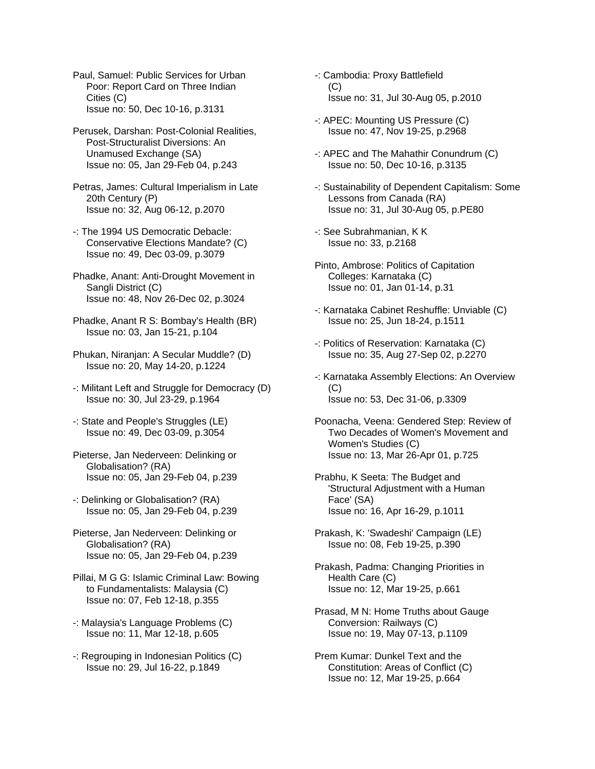Paul, Samuel: Public Services for Urban Poor: Report Card on Three Indian Cities (C)
Issue no: 50, Dec 10-16, p.3131

Perusek, Darshan: Post-Colonial Realities, Post-Structuralist Diversions: An Unamused Exchange (SA)
Issue no: 05, Jan 29-Feb 04, p.243

Petras, James: Cultural Imperialism in Late 20th Century (P)
Issue no: 32, Aug 06-12, p.2070

-: The 1994 US Democratic Debacle: Conservative Elections Mandate? (C)
Issue no: 49, Dec 03-09, p.3079

Phadke, Anant: Anti-Drought Movement in Sangli District (C)
Issue no: 48, Nov 26-Dec 02, p.3024

Phadke, Anant R S: Bombay's Health (BR)
Issue no: 03, Jan 15-21, p.104

Phukan, Niranjan: A Secular Muddle? (D)
Issue no: 20, May 14-20, p.1224

-: Militant Left and Struggle for Democracy (D)
Issue no: 30, Jul 23-29, p.1964

-: State and People's Struggles (LE)
Issue no: 49, Dec 03-09, p.3054

Pieterse, Jan Nederveen: Delinking or Globalisation? (RA)
Issue no: 05, Jan 29-Feb 04, p.239

-: Delinking or Globalisation? (RA)
Issue no: 05, Jan 29-Feb 04, p.239

Pieterse, Jan Nederveen: Delinking or Globalisation? (RA)
Issue no: 05, Jan 29-Feb 04, p.239

Pillai, M G G: Islamic Criminal Law: Bowing to Fundamentalists: Malaysia (C)
Issue no: 07, Feb 12-18, p.355

-: Malaysia's Language Problems (C)
Issue no: 11, Mar 12-18, p.605

-: Regrouping in Indonesian Politics (C)
Issue no: 29, Jul 16-22, p.1849

-: Cambodia: Proxy Battlefield (C)
Issue no: 31, Jul 30-Aug 05, p.2010

-: APEC: Mounting US Pressure (C)
Issue no: 47, Nov 19-25, p.2968

-: APEC and The Mahathir Conundrum (C)
Issue no: 50, Dec 10-16, p.3135

-: Sustainability of Dependent Capitalism: Some Lessons from Canada (RA)
Issue no: 31, Jul 30-Aug 05, p.PE80

-: See Subrahmanian, K K
Issue no: 33, p.2168

Pinto, Ambrose: Politics of Capitation Colleges: Karnataka (C)
Issue no: 01, Jan 01-14, p.31

-: Karnataka Cabinet Reshuffle: Unviable (C)
Issue no: 25, Jun 18-24, p.1511

-: Politics of Reservation: Karnataka (C)
Issue no: 35, Aug 27-Sep 02, p.2270

-: Karnataka Assembly Elections: An Overview (C)
Issue no: 53, Dec 31-06, p.3309

Poonacha, Veena: Gendered Step: Review of Two Decades of Women's Movement and Women's Studies (C)
Issue no: 13, Mar 26-Apr 01, p.725

Prabhu, K Seeta: The Budget and 'Structural Adjustment with a Human Face' (SA)
Issue no: 16, Apr 16-29, p.1011

Prakash, K: 'Swadeshi' Campaign (LE)
Issue no: 08, Feb 19-25, p.390

Prakash, Padma: Changing Priorities in Health Care (C)
Issue no: 12, Mar 19-25, p.661

Prasad, M N: Home Truths about Gauge Conversion: Railways (C)
Issue no: 19, May 07-13, p.1109

Prem Kumar: Dunkel Text and the Constitution: Areas of Conflict (C)
Issue no: 12, Mar 19-25, p.664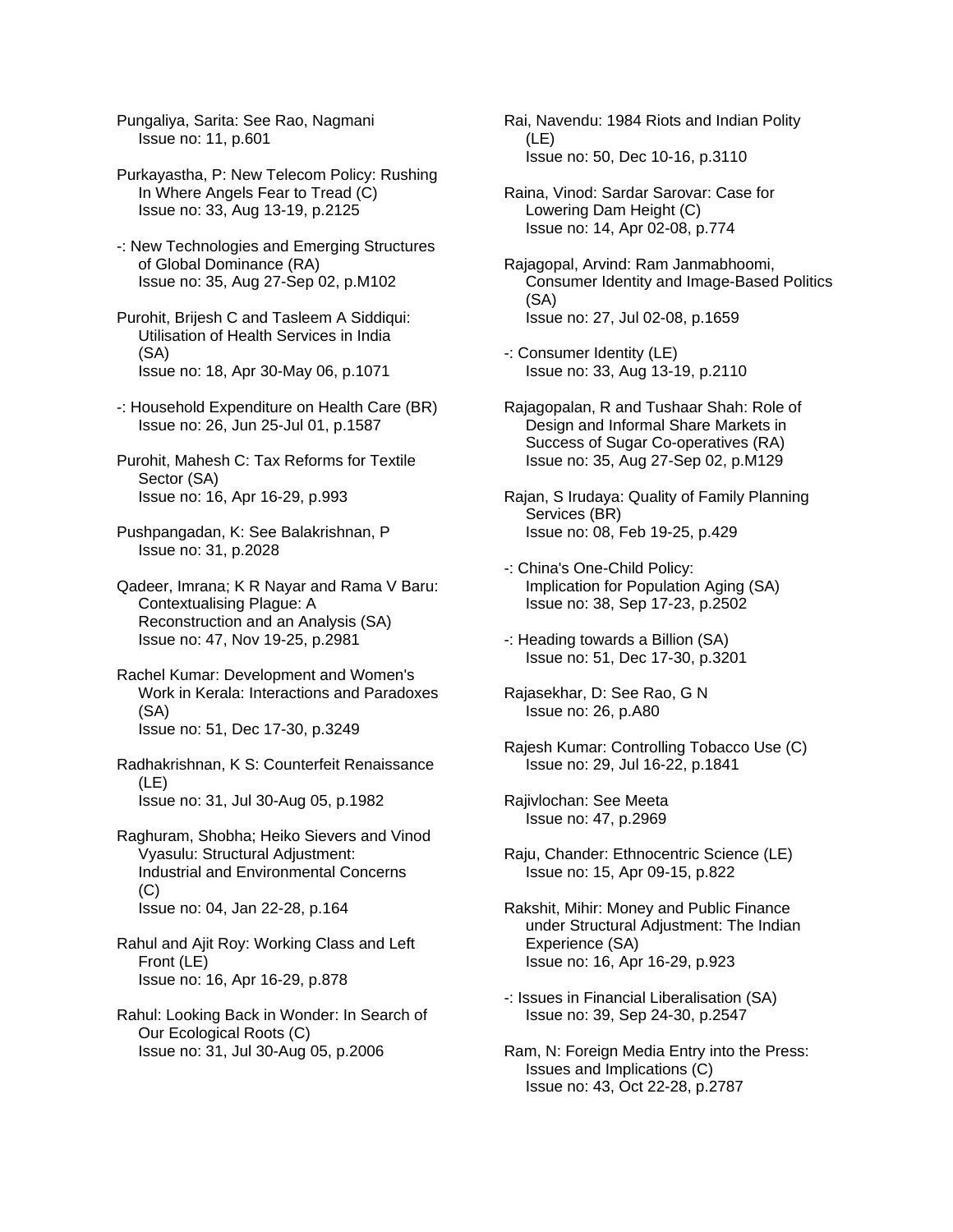Pungaliya, Sarita: See Rao, Nagmani
Issue no: 11, p.601

Purkayastha, P: New Telecom Policy: Rushing In Where Angels Fear to Tread (C)
Issue no: 33, Aug 13-19, p.2125

-: New Technologies and Emerging Structures of Global Dominance (RA)
Issue no: 35, Aug 27-Sep 02, p.M102

Purohit, Brijesh C and Tasleem A Siddiqui: Utilisation of Health Services in India (SA)
Issue no: 18, Apr 30-May 06, p.1071

-: Household Expenditure on Health Care (BR)
Issue no: 26, Jun 25-Jul 01, p.1587

Purohit, Mahesh C: Tax Reforms for Textile Sector (SA)
Issue no: 16, Apr 16-29, p.993

Pushpangadan, K: See Balakrishnan, P
Issue no: 31, p.2028

Qadeer, Imrana; K R Nayar and Rama V Baru: Contextualising Plague: A Reconstruction and an Analysis (SA)
Issue no: 47, Nov 19-25, p.2981

Rachel Kumar: Development and Women's Work in Kerala: Interactions and Paradoxes (SA)
Issue no: 51, Dec 17-30, p.3249

Radhakrishnan, K S: Counterfeit Renaissance (LE)
Issue no: 31, Jul 30-Aug 05, p.1982

Raghuram, Shobha; Heiko Sievers and Vinod Vyasulu: Structural Adjustment: Industrial and Environmental Concerns (C)
Issue no: 04, Jan 22-28, p.164

Rahul and Ajit Roy: Working Class and Left Front (LE)
Issue no: 16, Apr 16-29, p.878

Rahul: Looking Back in Wonder: In Search of Our Ecological Roots (C)
Issue no: 31, Jul 30-Aug 05, p.2006

Rai, Navendu: 1984 Riots and Indian Polity (LE)
Issue no: 50, Dec 10-16, p.3110

Raina, Vinod: Sardar Sarovar: Case for Lowering Dam Height (C)
Issue no: 14, Apr 02-08, p.774

Rajagopal, Arvind: Ram Janmabhoomi, Consumer Identity and Image-Based Politics (SA)
Issue no: 27, Jul 02-08, p.1659

-: Consumer Identity (LE)
Issue no: 33, Aug 13-19, p.2110

Rajagopalan, R and Tushaar Shah: Role of Design and Informal Share Markets in Success of Sugar Co-operatives (RA)
Issue no: 35, Aug 27-Sep 02, p.M129

Rajan, S Irudaya: Quality of Family Planning Services (BR)
Issue no: 08, Feb 19-25, p.429

-: China's One-Child Policy: Implication for Population Aging (SA)
Issue no: 38, Sep 17-23, p.2502

-: Heading towards a Billion (SA)
Issue no: 51, Dec 17-30, p.3201

Rajasekhar, D: See Rao, G N
Issue no: 26, p.A80

Rajesh Kumar: Controlling Tobacco Use (C)
Issue no: 29, Jul 16-22, p.1841

Rajivlochan: See Meeta
Issue no: 47, p.2969

Raju, Chander: Ethnocentric Science (LE)
Issue no: 15, Apr 09-15, p.822

Rakshit, Mihir: Money and Public Finance under Structural Adjustment: The Indian Experience (SA)
Issue no: 16, Apr 16-29, p.923

-: Issues in Financial Liberalisation (SA)
Issue no: 39, Sep 24-30, p.2547

Ram, N: Foreign Media Entry into the Press: Issues and Implications (C)
Issue no: 43, Oct 22-28, p.2787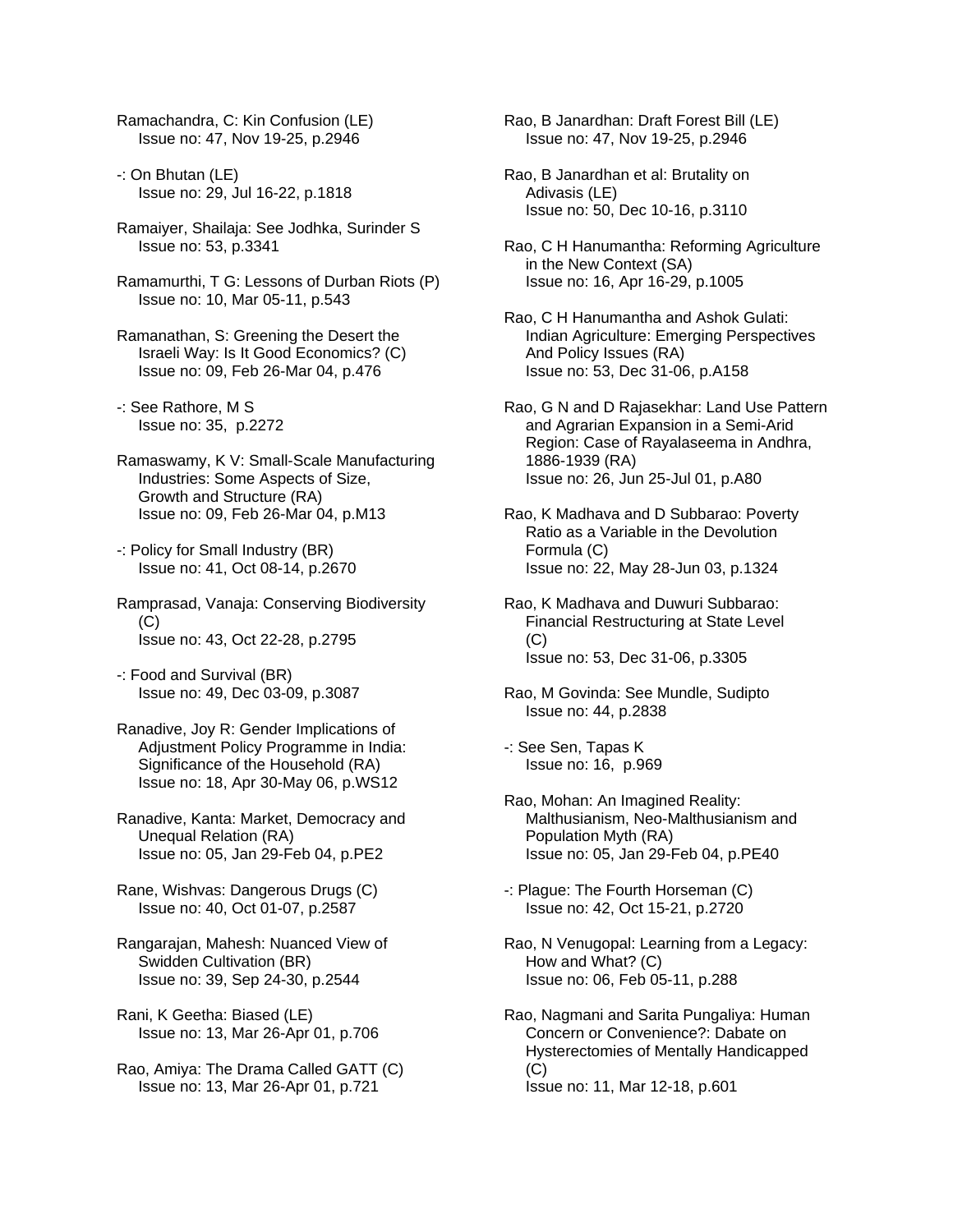Ramachandra, C: Kin Confusion (LE)
Issue no: 47, Nov 19-25, p.2946

-: On Bhutan (LE)
Issue no: 29, Jul 16-22, p.1818

Ramaiyer, Shailaja: See Jodhka, Surinder S
Issue no: 53, p.3341

Ramamurthi, T G: Lessons of Durban Riots (P)
Issue no: 10, Mar 05-11, p.543

Ramanathan, S: Greening the Desert the Israeli Way: Is It Good Economics? (C)
Issue no: 09, Feb 26-Mar 04, p.476

-: See Rathore, M S
Issue no: 35, p.2272

Ramaswamy, K V: Small-Scale Manufacturing Industries: Some Aspects of Size, Growth and Structure (RA)
Issue no: 09, Feb 26-Mar 04, p.M13

-: Policy for Small Industry (BR)
Issue no: 41, Oct 08-14, p.2670

Ramprasad, Vanaja: Conserving Biodiversity (C)
Issue no: 43, Oct 22-28, p.2795

-: Food and Survival (BR)
Issue no: 49, Dec 03-09, p.3087

Ranadive, Joy R: Gender Implications of Adjustment Policy Programme in India: Significance of the Household (RA)
Issue no: 18, Apr 30-May 06, p.WS12

Ranadive, Kanta: Market, Democracy and Unequal Relation (RA)
Issue no: 05, Jan 29-Feb 04, p.PE2

Rane, Wishvas: Dangerous Drugs (C)
Issue no: 40, Oct 01-07, p.2587

Rangarajan, Mahesh: Nuanced View of Swidden Cultivation (BR)
Issue no: 39, Sep 24-30, p.2544

Rani, K Geetha: Biased (LE)
Issue no: 13, Mar 26-Apr 01, p.706

Rao, Amiya: The Drama Called GATT (C)
Issue no: 13, Mar 26-Apr 01, p.721

Rao, B Janardhan: Draft Forest Bill (LE)
Issue no: 47, Nov 19-25, p.2946

Rao, B Janardhan et al: Brutality on Adivasis (LE)
Issue no: 50, Dec 10-16, p.3110

Rao, C H Hanumantha: Reforming Agriculture in the New Context (SA)
Issue no: 16, Apr 16-29, p.1005

Rao, C H Hanumantha and Ashok Gulati: Indian Agriculture: Emerging Perspectives And Policy Issues (RA)
Issue no: 53, Dec 31-06, p.A158

Rao, G N and D Rajasekhar: Land Use Pattern and Agrarian Expansion in a Semi-Arid Region: Case of Rayalaseema in Andhra, 1886-1939 (RA)
Issue no: 26, Jun 25-Jul 01, p.A80

Rao, K Madhava and D Subbarao: Poverty Ratio as a Variable in the Devolution Formula (C)
Issue no: 22, May 28-Jun 03, p.1324

Rao, K Madhava and Duwuri Subbarao: Financial Restructuring at State Level (C)
Issue no: 53, Dec 31-06, p.3305

Rao, M Govinda: See Mundle, Sudipto
Issue no: 44, p.2838

-: See Sen, Tapas K
Issue no: 16, p.969

Rao, Mohan: An Imagined Reality: Malthusianism, Neo-Malthusianism and Population Myth (RA)
Issue no: 05, Jan 29-Feb 04, p.PE40

-: Plague: The Fourth Horseman (C)
Issue no: 42, Oct 15-21, p.2720

Rao, N Venugopal: Learning from a Legacy: How and What? (C)
Issue no: 06, Feb 05-11, p.288

Rao, Nagmani and Sarita Pungaliya: Human Concern or Convenience?: Dabate on Hysterectomies of Mentally Handicapped (C)
Issue no: 11, Mar 12-18, p.601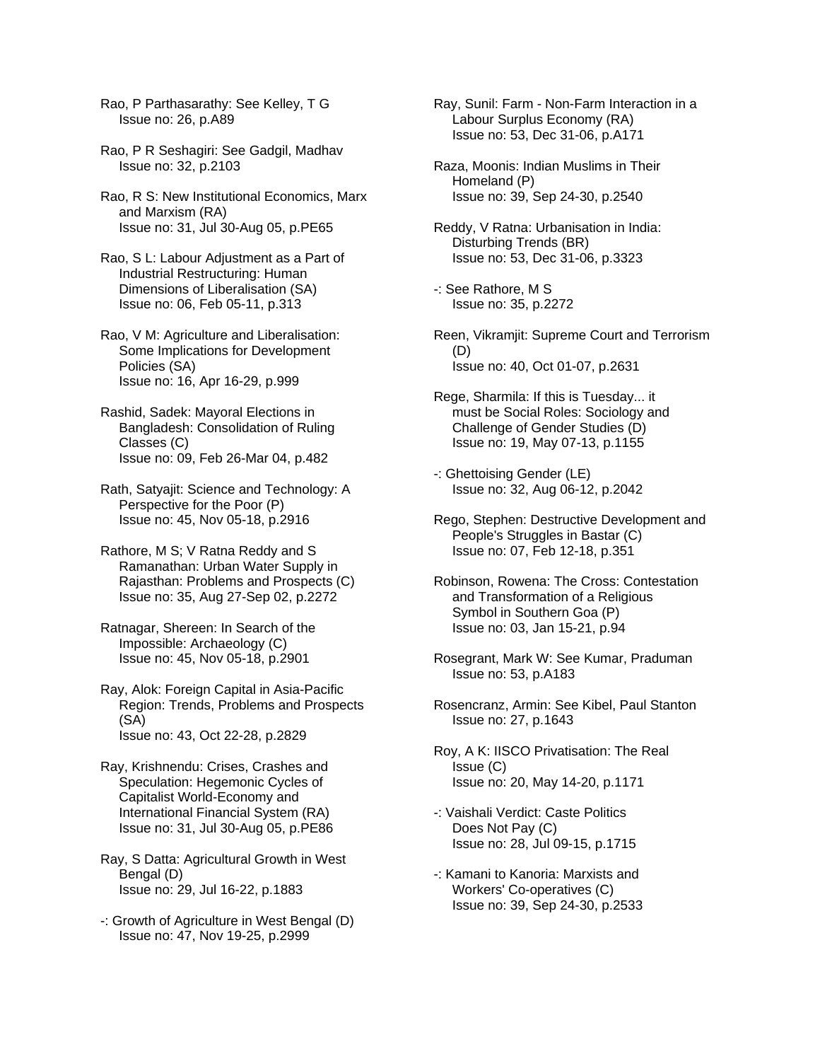Rao, P Parthasarathy: See Kelley, T G
Issue no: 26, p.A89

Rao, P R Seshagiri: See Gadgil, Madhav
Issue no: 32, p.2103

Rao, R S: New Institutional Economics, Marx and Marxism (RA)
Issue no: 31, Jul 30-Aug 05, p.PE65

Rao, S L: Labour Adjustment as a Part of Industrial Restructuring: Human Dimensions of Liberalisation (SA)
Issue no: 06, Feb 05-11, p.313

Rao, V M: Agriculture and Liberalisation: Some Implications for Development Policies (SA)
Issue no: 16, Apr 16-29, p.999

Rashid, Sadek: Mayoral Elections in Bangladesh: Consolidation of Ruling Classes (C)
Issue no: 09, Feb 26-Mar 04, p.482

Rath, Satyajit: Science and Technology: A Perspective for the Poor (P)
Issue no: 45, Nov 05-18, p.2916

Rathore, M S; V Ratna Reddy and S Ramanathan: Urban Water Supply in Rajasthan: Problems and Prospects (C)
Issue no: 35, Aug 27-Sep 02, p.2272

Ratnagar, Shereen: In Search of the Impossible: Archaeology (C)
Issue no: 45, Nov 05-18, p.2901

Ray, Alok: Foreign Capital in Asia-Pacific Region: Trends, Problems and Prospects (SA)
Issue no: 43, Oct 22-28, p.2829

Ray, Krishnendu: Crises, Crashes and Speculation: Hegemonic Cycles of Capitalist World-Economy and International Financial System (RA)
Issue no: 31, Jul 30-Aug 05, p.PE86

Ray, S Datta: Agricultural Growth in West Bengal (D)
Issue no: 29, Jul 16-22, p.1883

-: Growth of Agriculture in West Bengal (D)
Issue no: 47, Nov 19-25, p.2999

Ray, Sunil: Farm - Non-Farm Interaction in a Labour Surplus Economy (RA)
Issue no: 53, Dec 31-06, p.A171

Raza, Moonis: Indian Muslims in Their Homeland (P)
Issue no: 39, Sep 24-30, p.2540

Reddy, V Ratna: Urbanisation in India: Disturbing Trends (BR)
Issue no: 53, Dec 31-06, p.3323

-: See Rathore, M S
Issue no: 35, p.2272

Reen, Vikramjit: Supreme Court and Terrorism (D)
Issue no: 40, Oct 01-07, p.2631

Rege, Sharmila: If this is Tuesday... it must be Social Roles: Sociology and Challenge of Gender Studies (D)
Issue no: 19, May 07-13, p.1155

-: Ghettoising Gender (LE)
Issue no: 32, Aug 06-12, p.2042

Rego, Stephen: Destructive Development and People's Struggles in Bastar (C)
Issue no: 07, Feb 12-18, p.351

Robinson, Rowena: The Cross: Contestation and Transformation of a Religious Symbol in Southern Goa (P)
Issue no: 03, Jan 15-21, p.94

Rosegrant, Mark W: See Kumar, Praduman
Issue no: 53, p.A183

Rosencranz, Armin: See Kibel, Paul Stanton
Issue no: 27, p.1643

Roy, A K: IISCO Privatisation: The Real Issue (C)
Issue no: 20, May 14-20, p.1171

-: Vaishali Verdict: Caste Politics Does Not Pay (C)
Issue no: 28, Jul 09-15, p.1715

-: Kamani to Kanoria: Marxists and Workers' Co-operatives (C)
Issue no: 39, Sep 24-30, p.2533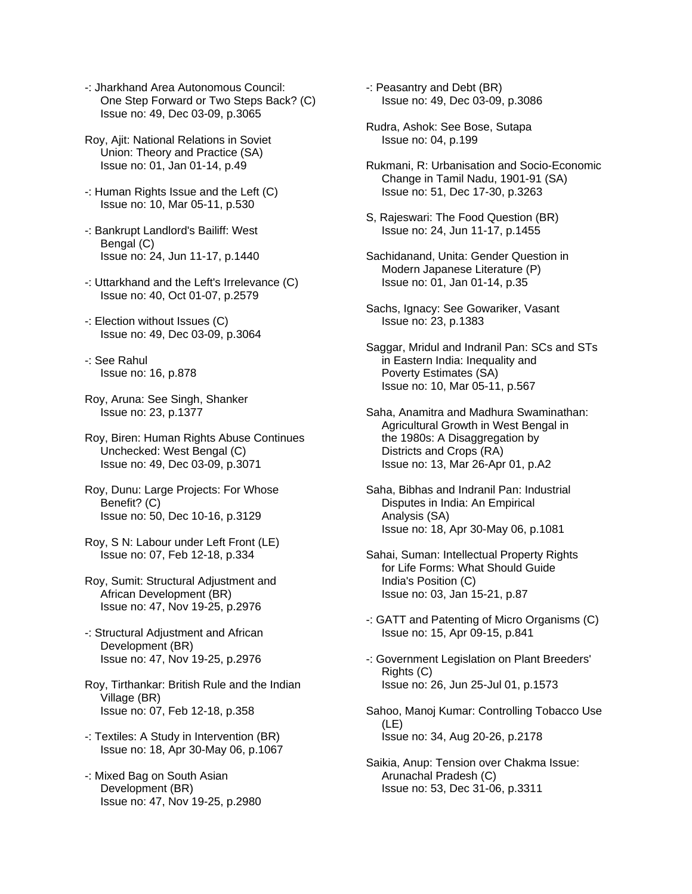-: Jharkhand Area Autonomous Council: One Step Forward or Two Steps Back? (C)
Issue no: 49, Dec 03-09, p.3065

Roy, Ajit: National Relations in Soviet Union: Theory and Practice (SA)
Issue no: 01, Jan 01-14, p.49

-: Human Rights Issue and the Left (C)
Issue no: 10, Mar 05-11, p.530

-: Bankrupt Landlord's Bailiff: West Bengal (C)
Issue no: 24, Jun 11-17, p.1440

-: Uttarkhand and the Left's Irrelevance (C)
Issue no: 40, Oct 01-07, p.2579

-: Election without Issues (C)
Issue no: 49, Dec 03-09, p.3064

-: See Rahul
Issue no: 16, p.878

Roy, Aruna: See Singh, Shanker
Issue no: 23, p.1377

Roy, Biren: Human Rights Abuse Continues Unchecked: West Bengal (C)
Issue no: 49, Dec 03-09, p.3071

Roy, Dunu: Large Projects: For Whose Benefit? (C)
Issue no: 50, Dec 10-16, p.3129

Roy, S N: Labour under Left Front (LE)
Issue no: 07, Feb 12-18, p.334

Roy, Sumit: Structural Adjustment and African Development (BR)
Issue no: 47, Nov 19-25, p.2976

-: Structural Adjustment and African Development (BR)
Issue no: 47, Nov 19-25, p.2976

Roy, Tirthankar: British Rule and the Indian Village (BR)
Issue no: 07, Feb 12-18, p.358

-: Textiles: A Study in Intervention (BR)
Issue no: 18, Apr 30-May 06, p.1067

-: Mixed Bag on South Asian Development (BR)
Issue no: 47, Nov 19-25, p.2980

-: Peasantry and Debt (BR)
Issue no: 49, Dec 03-09, p.3086

Rudra, Ashok: See Bose, Sutapa
Issue no: 04, p.199

Rukmani, R: Urbanisation and Socio-Economic Change in Tamil Nadu, 1901-91 (SA)
Issue no: 51, Dec 17-30, p.3263

S, Rajeswari: The Food Question (BR)
Issue no: 24, Jun 11-17, p.1455

Sachidanand, Unita: Gender Question in Modern Japanese Literature (P)
Issue no: 01, Jan 01-14, p.35

Sachs, Ignacy: See Gowariker, Vasant
Issue no: 23, p.1383

Saggar, Mridul and Indranil Pan: SCs and STs in Eastern India: Inequality and Poverty Estimates (SA)
Issue no: 10, Mar 05-11, p.567

Saha, Anamitra and Madhura Swaminathan: Agricultural Growth in West Bengal in the 1980s: A Disaggregation by Districts and Crops (RA)
Issue no: 13, Mar 26-Apr 01, p.A2

Saha, Bibhas and Indranil Pan: Industrial Disputes in India: An Empirical Analysis (SA)
Issue no: 18, Apr 30-May 06, p.1081

Sahai, Suman: Intellectual Property Rights for Life Forms: What Should Guide India's Position (C)
Issue no: 03, Jan 15-21, p.87

-: GATT and Patenting of Micro Organisms (C)
Issue no: 15, Apr 09-15, p.841

-: Government Legislation on Plant Breeders' Rights (C)
Issue no: 26, Jun 25-Jul 01, p.1573

Sahoo, Manoj Kumar: Controlling Tobacco Use (LE)
Issue no: 34, Aug 20-26, p.2178

Saikia, Anup: Tension over Chakma Issue: Arunachal Pradesh (C)
Issue no: 53, Dec 31-06, p.3311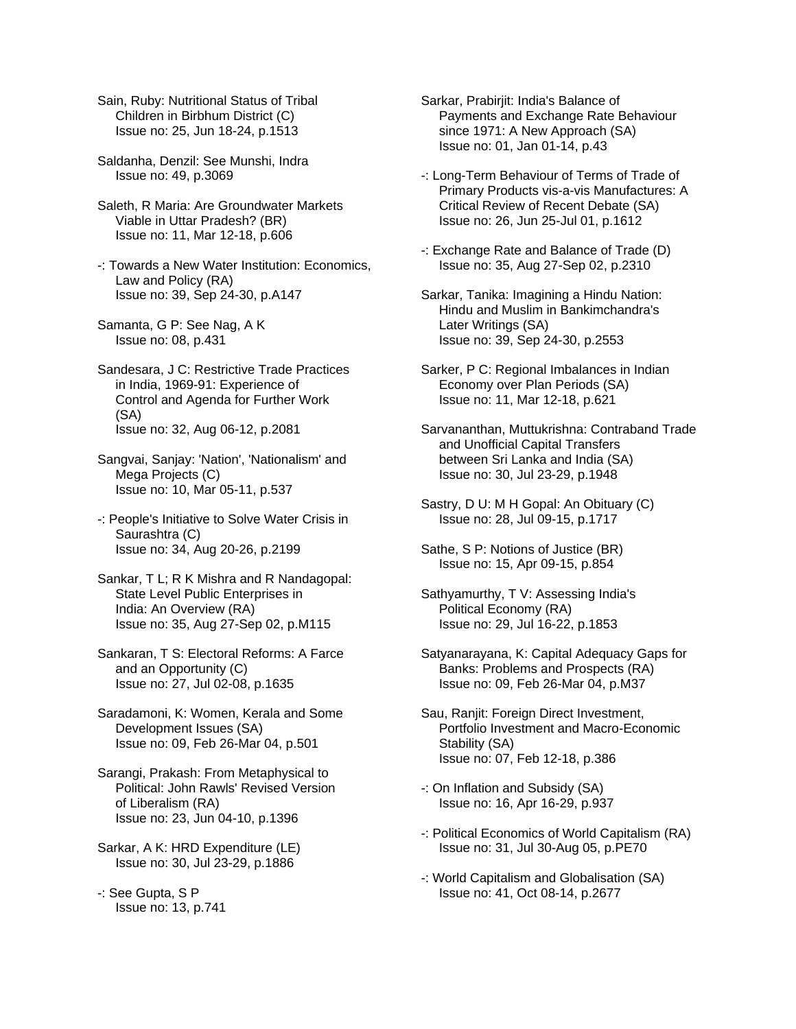Sain, Ruby: Nutritional Status of Tribal Children in Birbhum District (C)
Issue no: 25, Jun 18-24, p.1513

Saldanha, Denzil: See Munshi, Indra
Issue no: 49, p.3069

Saleth, R Maria: Are Groundwater Markets Viable in Uttar Pradesh? (BR)
Issue no: 11, Mar 12-18, p.606

-: Towards a New Water Institution: Economics, Law and Policy (RA)
Issue no: 39, Sep 24-30, p.A147

Samanta, G P: See Nag, A K
Issue no: 08, p.431

Sandesara, J C: Restrictive Trade Practices in India, 1969-91: Experience of Control and Agenda for Further Work (SA)
Issue no: 32, Aug 06-12, p.2081

Sangvai, Sanjay: 'Nation', 'Nationalism' and Mega Projects (C)
Issue no: 10, Mar 05-11, p.537

-: People's Initiative to Solve Water Crisis in Saurashtra (C)
Issue no: 34, Aug 20-26, p.2199

Sankar, T L; R K Mishra and R Nandagopal: State Level Public Enterprises in India: An Overview (RA)
Issue no: 35, Aug 27-Sep 02, p.M115

Sankaran, T S: Electoral Reforms: A Farce and an Opportunity (C)
Issue no: 27, Jul 02-08, p.1635

Saradamoni, K: Women, Kerala and Some Development Issues (SA)
Issue no: 09, Feb 26-Mar 04, p.501

Sarangi, Prakash: From Metaphysical to Political: John Rawls' Revised Version of Liberalism (RA)
Issue no: 23, Jun 04-10, p.1396

Sarkar, A K: HRD Expenditure (LE)
Issue no: 30, Jul 23-29, p.1886

-: See Gupta, S P
Issue no: 13, p.741

Sarkar, Prabirjit: India's Balance of Payments and Exchange Rate Behaviour since 1971: A New Approach (SA)
Issue no: 01, Jan 01-14, p.43

-: Long-Term Behaviour of Terms of Trade of Primary Products vis-a-vis Manufactures: A Critical Review of Recent Debate (SA)
Issue no: 26, Jun 25-Jul 01, p.1612

-: Exchange Rate and Balance of Trade (D)
Issue no: 35, Aug 27-Sep 02, p.2310

Sarkar, Tanika: Imagining a Hindu Nation: Hindu and Muslim in Bankimchandra's Later Writings (SA)
Issue no: 39, Sep 24-30, p.2553

Sarker, P C: Regional Imbalances in Indian Economy over Plan Periods (SA)
Issue no: 11, Mar 12-18, p.621

Sarvananthan, Muttukrishna: Contraband Trade and Unofficial Capital Transfers between Sri Lanka and India (SA)
Issue no: 30, Jul 23-29, p.1948

Sastry, D U: M H Gopal: An Obituary (C)
Issue no: 28, Jul 09-15, p.1717

Sathe, S P: Notions of Justice (BR)
Issue no: 15, Apr 09-15, p.854

Sathyamurthy, T V: Assessing India's Political Economy (RA)
Issue no: 29, Jul 16-22, p.1853

Satyanarayana, K: Capital Adequacy Gaps for Banks: Problems and Prospects (RA)
Issue no: 09, Feb 26-Mar 04, p.M37

Sau, Ranjit: Foreign Direct Investment, Portfolio Investment and Macro-Economic Stability (SA)
Issue no: 07, Feb 12-18, p.386

-: On Inflation and Subsidy (SA)
Issue no: 16, Apr 16-29, p.937

-: Political Economics of World Capitalism (RA)
Issue no: 31, Jul 30-Aug 05, p.PE70

-: World Capitalism and Globalisation (SA)
Issue no: 41, Oct 08-14, p.2677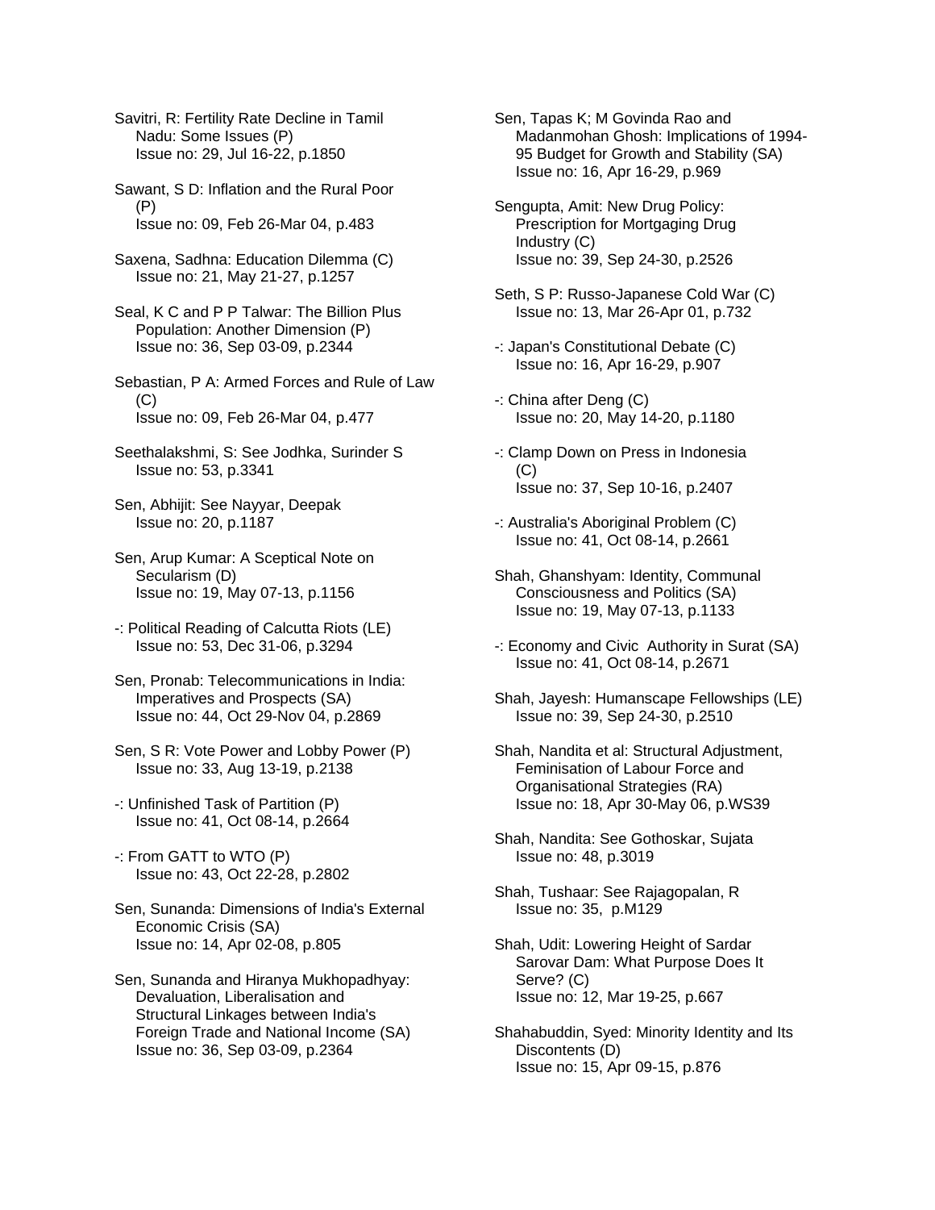Savitri, R: Fertility Rate Decline in Tamil Nadu: Some Issues (P)
Issue no: 29, Jul 16-22, p.1850

Sawant, S D: Inflation and the Rural Poor (P)
Issue no: 09, Feb 26-Mar 04, p.483

Saxena, Sadhna: Education Dilemma (C)
Issue no: 21, May 21-27, p.1257

Seal, K C and P P Talwar: The Billion Plus Population: Another Dimension (P)
Issue no: 36, Sep 03-09, p.2344

Sebastian, P A: Armed Forces and Rule of Law (C)
Issue no: 09, Feb 26-Mar 04, p.477

Seethalakshmi, S: See Jodhka, Surinder S
Issue no: 53, p.3341

Sen, Abhijit: See Nayyar, Deepak
Issue no: 20, p.1187

Sen, Arup Kumar: A Sceptical Note on Secularism (D)
Issue no: 19, May 07-13, p.1156

-: Political Reading of Calcutta Riots (LE)
Issue no: 53, Dec 31-06, p.3294

Sen, Pronab: Telecommunications in India: Imperatives and Prospects (SA)
Issue no: 44, Oct 29-Nov 04, p.2869

Sen, S R: Vote Power and Lobby Power (P)
Issue no: 33, Aug 13-19, p.2138

-: Unfinished Task of Partition (P)
Issue no: 41, Oct 08-14, p.2664

-: From GATT to WTO (P)
Issue no: 43, Oct 22-28, p.2802

Sen, Sunanda: Dimensions of India's External Economic Crisis (SA)
Issue no: 14, Apr 02-08, p.805

Sen, Sunanda and Hiranya Mukhopadhyay: Devaluation, Liberalisation and Structural Linkages between India's Foreign Trade and National Income (SA)
Issue no: 36, Sep 03-09, p.2364

Sen, Tapas K; M Govinda Rao and Madanmohan Ghosh: Implications of 1994-95 Budget for Growth and Stability (SA)
Issue no: 16, Apr 16-29, p.969

Sengupta, Amit: New Drug Policy: Prescription for Mortgaging Drug Industry (C)
Issue no: 39, Sep 24-30, p.2526

Seth, S P: Russo-Japanese Cold War (C)
Issue no: 13, Mar 26-Apr 01, p.732

-: Japan's Constitutional Debate (C)
Issue no: 16, Apr 16-29, p.907

-: China after Deng (C)
Issue no: 20, May 14-20, p.1180

-: Clamp Down on Press in Indonesia (C)
Issue no: 37, Sep 10-16, p.2407

-: Australia's Aboriginal Problem (C)
Issue no: 41, Oct 08-14, p.2661

Shah, Ghanshyam: Identity, Communal Consciousness and Politics (SA)
Issue no: 19, May 07-13, p.1133

-: Economy and Civic Authority in Surat (SA)
Issue no: 41, Oct 08-14, p.2671

Shah, Jayesh: Humanscape Fellowships (LE)
Issue no: 39, Sep 24-30, p.2510

Shah, Nandita et al: Structural Adjustment, Feminisation of Labour Force and Organisational Strategies (RA)
Issue no: 18, Apr 30-May 06, p.WS39

Shah, Nandita: See Gothoskar, Sujata
Issue no: 48, p.3019

Shah, Tushaar: See Rajagopalan, R
Issue no: 35, p.M129

Shah, Udit: Lowering Height of Sardar Sarovar Dam: What Purpose Does It Serve? (C)
Issue no: 12, Mar 19-25, p.667

Shahabuddin, Syed: Minority Identity and Its Discontents (D)
Issue no: 15, Apr 09-15, p.876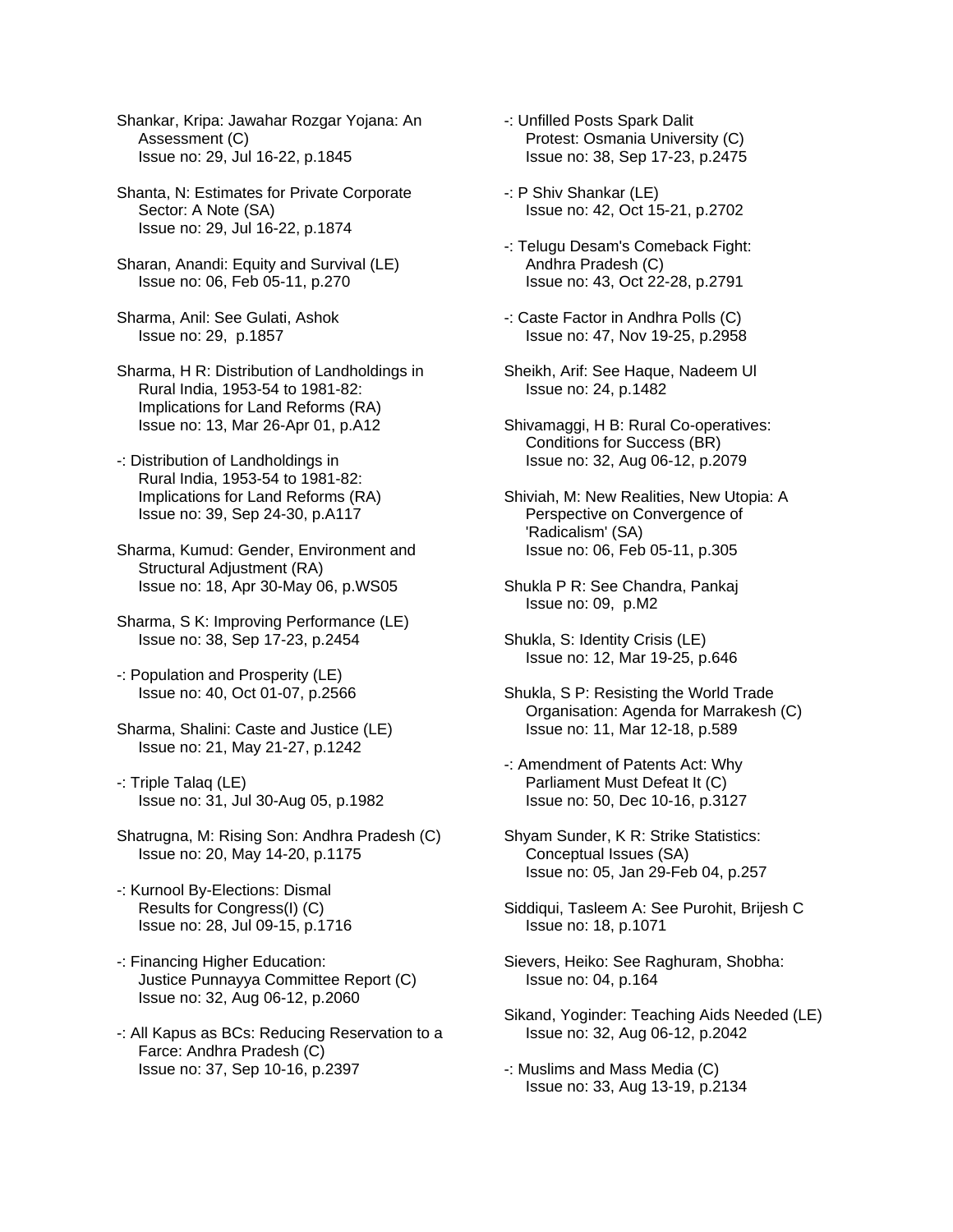Shankar, Kripa: Jawahar Rozgar Yojana: An Assessment (C)
Issue no: 29, Jul 16-22, p.1845

Shanta, N: Estimates for Private Corporate Sector: A Note (SA)
Issue no: 29, Jul 16-22, p.1874

Sharan, Anandi: Equity and Survival (LE)
Issue no: 06, Feb 05-11, p.270

Sharma, Anil: See Gulati, Ashok
Issue no: 29, p.1857

Sharma, H R: Distribution of Landholdings in Rural India, 1953-54 to 1981-82: Implications for Land Reforms (RA)
Issue no: 13, Mar 26-Apr 01, p.A12

-: Distribution of Landholdings in Rural India, 1953-54 to 1981-82: Implications for Land Reforms (RA)
Issue no: 39, Sep 24-30, p.A117

Sharma, Kumud: Gender, Environment and Structural Adjustment (RA)
Issue no: 18, Apr 30-May 06, p.WS05

Sharma, S K: Improving Performance (LE)
Issue no: 38, Sep 17-23, p.2454

-: Population and Prosperity (LE)
Issue no: 40, Oct 01-07, p.2566

Sharma, Shalini: Caste and Justice (LE)
Issue no: 21, May 21-27, p.1242

-: Triple Talaq (LE)
Issue no: 31, Jul 30-Aug 05, p.1982

Shatrugna, M: Rising Son: Andhra Pradesh (C)
Issue no: 20, May 14-20, p.1175

-: Kurnool By-Elections: Dismal Results for Congress(I) (C)
Issue no: 28, Jul 09-15, p.1716

-: Financing Higher Education: Justice Punnayya Committee Report (C)
Issue no: 32, Aug 06-12, p.2060

-: All Kapus as BCs: Reducing Reservation to a Farce: Andhra Pradesh (C)
Issue no: 37, Sep 10-16, p.2397

-: Unfilled Posts Spark Dalit Protest: Osmania University (C)
Issue no: 38, Sep 17-23, p.2475

-: P Shiv Shankar (LE)
Issue no: 42, Oct 15-21, p.2702

-: Telugu Desam's Comeback Fight: Andhra Pradesh (C)
Issue no: 43, Oct 22-28, p.2791

-: Caste Factor in Andhra Polls (C)
Issue no: 47, Nov 19-25, p.2958

Sheikh, Arif: See Haque, Nadeem Ul
Issue no: 24, p.1482

Shivamaggi, H B: Rural Co-operatives: Conditions for Success (BR)
Issue no: 32, Aug 06-12, p.2079

Shiviah, M: New Realities, New Utopia: A Perspective on Convergence of 'Radicalism' (SA)
Issue no: 06, Feb 05-11, p.305

Shukla P R: See Chandra, Pankaj
Issue no: 09, p.M2

Shukla, S: Identity Crisis (LE)
Issue no: 12, Mar 19-25, p.646

Shukla, S P: Resisting the World Trade Organisation: Agenda for Marrakesh (C)
Issue no: 11, Mar 12-18, p.589

-: Amendment of Patents Act: Why Parliament Must Defeat It (C)
Issue no: 50, Dec 10-16, p.3127

Shyam Sunder, K R: Strike Statistics: Conceptual Issues (SA)
Issue no: 05, Jan 29-Feb 04, p.257

Siddiqui, Tasleem A: See Purohit, Brijesh C
Issue no: 18, p.1071

Sievers, Heiko: See Raghuram, Shobha:
Issue no: 04, p.164

Sikand, Yoginder: Teaching Aids Needed (LE)
Issue no: 32, Aug 06-12, p.2042

-: Muslims and Mass Media (C)
Issue no: 33, Aug 13-19, p.2134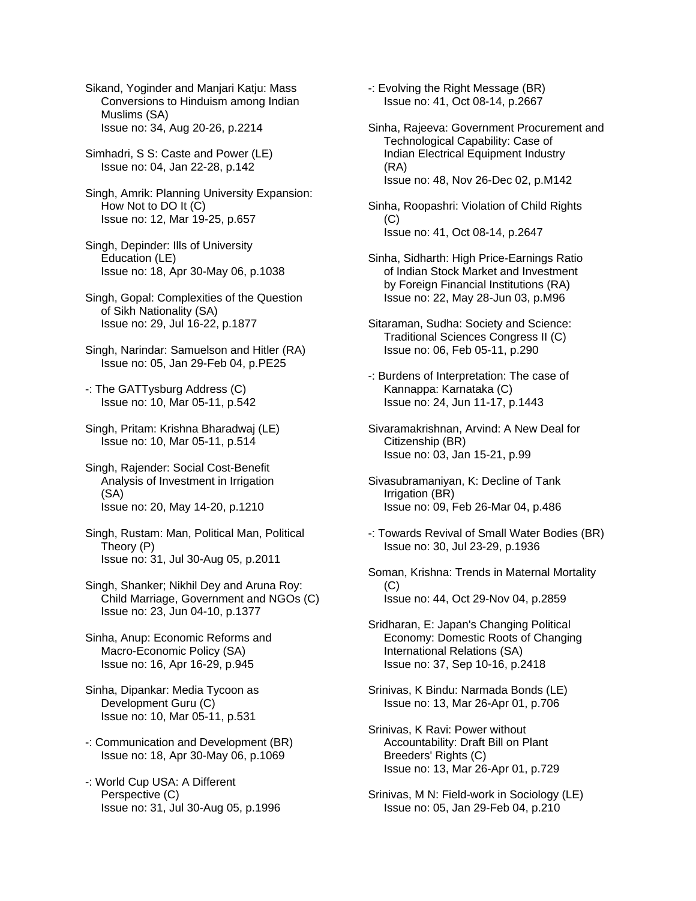Sikand, Yoginder and Manjari Katju: Mass Conversions to Hinduism among Indian Muslims (SA)
Issue no: 34, Aug 20-26, p.2214

Simhadri, S S: Caste and Power (LE)
Issue no: 04, Jan 22-28, p.142

Singh, Amrik: Planning University Expansion: How Not to DO It (C)
Issue no: 12, Mar 19-25, p.657

Singh, Depinder: Ills of University Education (LE)
Issue no: 18, Apr 30-May 06, p.1038

Singh, Gopal: Complexities of the Question of Sikh Nationality (SA)
Issue no: 29, Jul 16-22, p.1877

Singh, Narindar: Samuelson and Hitler (RA)
Issue no: 05, Jan 29-Feb 04, p.PE25

-: The GATTysburg Address (C)
Issue no: 10, Mar 05-11, p.542

Singh, Pritam: Krishna Bharadwaj (LE)
Issue no: 10, Mar 05-11, p.514

Singh, Rajender: Social Cost-Benefit Analysis of Investment in Irrigation (SA)
Issue no: 20, May 14-20, p.1210

Singh, Rustam: Man, Political Man, Political Theory (P)
Issue no: 31, Jul 30-Aug 05, p.2011

Singh, Shanker; Nikhil Dey and Aruna Roy: Child Marriage, Government and NGOs (C)
Issue no: 23, Jun 04-10, p.1377

Sinha, Anup: Economic Reforms and Macro-Economic Policy (SA)
Issue no: 16, Apr 16-29, p.945

Sinha, Dipankar: Media Tycoon as Development Guru (C)
Issue no: 10, Mar 05-11, p.531

-: Communication and Development (BR)
Issue no: 18, Apr 30-May 06, p.1069

-: World Cup USA: A Different Perspective (C)
Issue no: 31, Jul 30-Aug 05, p.1996

-: Evolving the Right Message (BR)
Issue no: 41, Oct 08-14, p.2667

Sinha, Rajeeva: Government Procurement and Technological Capability: Case of Indian Electrical Equipment Industry (RA)
Issue no: 48, Nov 26-Dec 02, p.M142

Sinha, Roopashri: Violation of Child Rights (C)
Issue no: 41, Oct 08-14, p.2647

Sinha, Sidharth: High Price-Earnings Ratio of Indian Stock Market and Investment by Foreign Financial Institutions (RA)
Issue no: 22, May 28-Jun 03, p.M96

Sitaraman, Sudha: Society and Science: Traditional Sciences Congress II (C)
Issue no: 06, Feb 05-11, p.290

-: Burdens of Interpretation: The case of Kannappa: Karnataka (C)
Issue no: 24, Jun 11-17, p.1443

Sivaramakrishnan, Arvind: A New Deal for Citizenship (BR)
Issue no: 03, Jan 15-21, p.99

Sivasubramaniyan, K: Decline of Tank Irrigation (BR)
Issue no: 09, Feb 26-Mar 04, p.486

-: Towards Revival of Small Water Bodies (BR)
Issue no: 30, Jul 23-29, p.1936

Soman, Krishna: Trends in Maternal Mortality (C)
Issue no: 44, Oct 29-Nov 04, p.2859

Sridharan, E: Japan's Changing Political Economy: Domestic Roots of Changing International Relations (SA)
Issue no: 37, Sep 10-16, p.2418

Srinivas, K Bindu: Narmada Bonds (LE)
Issue no: 13, Mar 26-Apr 01, p.706

Srinivas, K Ravi: Power without Accountability: Draft Bill on Plant Breeders' Rights (C)
Issue no: 13, Mar 26-Apr 01, p.729

Srinivas, M N: Field-work in Sociology (LE)
Issue no: 05, Jan 29-Feb 04, p.210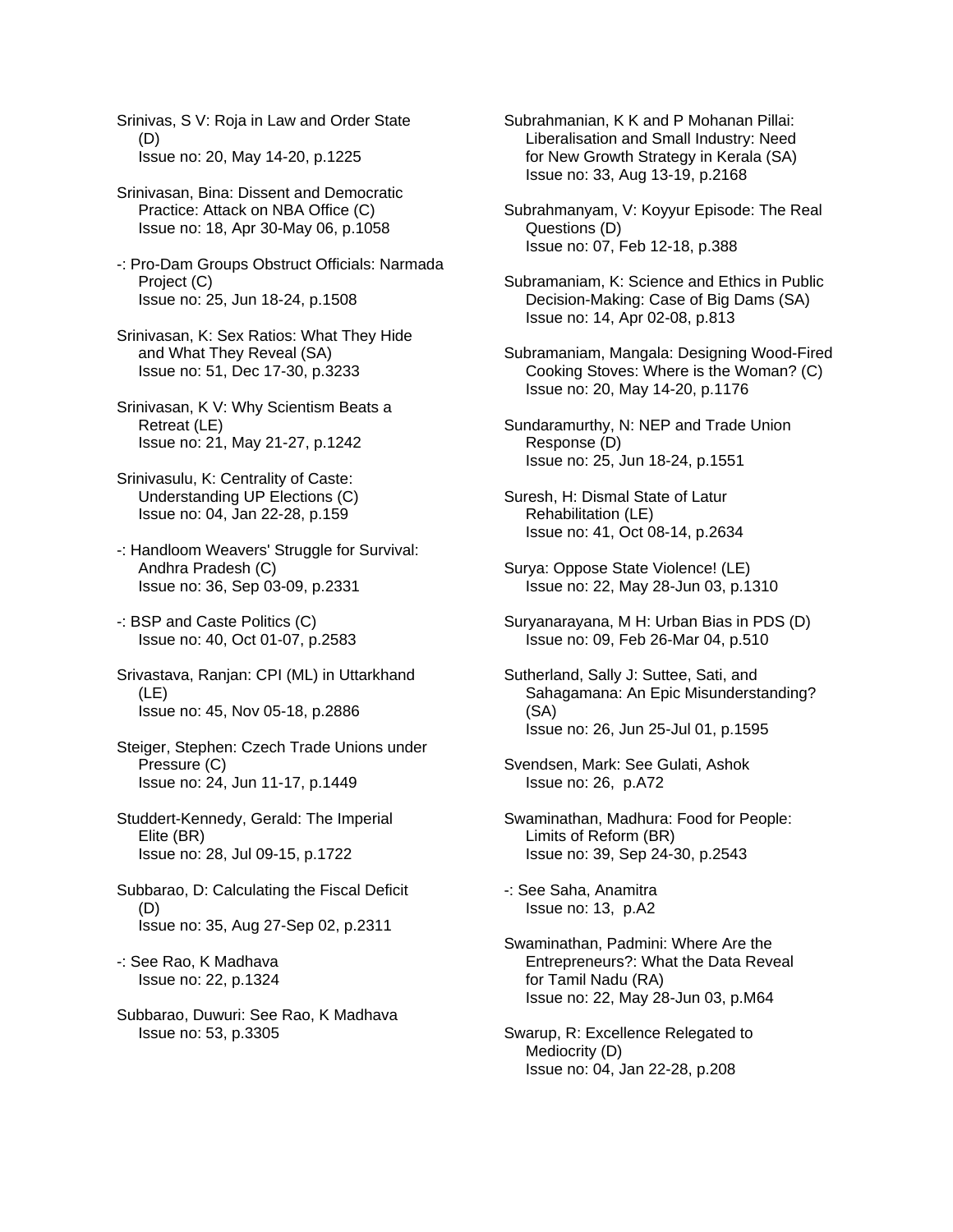Srinivas, S V: Roja in Law and Order State (D)
Issue no: 20, May 14-20, p.1225

Srinivasan, Bina: Dissent and Democratic Practice: Attack on NBA Office (C)
Issue no: 18, Apr 30-May 06, p.1058

-: Pro-Dam Groups Obstruct Officials: Narmada Project (C)
Issue no: 25, Jun 18-24, p.1508

Srinivasan, K: Sex Ratios: What They Hide and What They Reveal (SA)
Issue no: 51, Dec 17-30, p.3233

Srinivasan, K V: Why Scientism Beats a Retreat (LE)
Issue no: 21, May 21-27, p.1242

Srinivasulu, K: Centrality of Caste: Understanding UP Elections (C)
Issue no: 04, Jan 22-28, p.159

-: Handloom Weavers' Struggle for Survival: Andhra Pradesh (C)
Issue no: 36, Sep 03-09, p.2331

-: BSP and Caste Politics (C)
Issue no: 40, Oct 01-07, p.2583

Srivastava, Ranjan: CPI (ML) in Uttarkhand (LE)
Issue no: 45, Nov 05-18, p.2886

Steiger, Stephen: Czech Trade Unions under Pressure (C)
Issue no: 24, Jun 11-17, p.1449

Studdert-Kennedy, Gerald: The Imperial Elite (BR)
Issue no: 28, Jul 09-15, p.1722

Subbarao, D: Calculating the Fiscal Deficit (D)
Issue no: 35, Aug 27-Sep 02, p.2311

-: See Rao, K Madhava
Issue no: 22, p.1324

Subbarao, Duwuri: See Rao, K Madhava
Issue no: 53, p.3305

Subrahmanian, K K and P Mohanan Pillai: Liberalisation and Small Industry: Need for New Growth Strategy in Kerala (SA)
Issue no: 33, Aug 13-19, p.2168

Subrahmanyam, V: Koyyur Episode: The Real Questions (D)
Issue no: 07, Feb 12-18, p.388

Subramaniam, K: Science and Ethics in Public Decision-Making: Case of Big Dams (SA)
Issue no: 14, Apr 02-08, p.813

Subramaniam, Mangala: Designing Wood-Fired Cooking Stoves: Where is the Woman? (C)
Issue no: 20, May 14-20, p.1176

Sundaramurthy, N: NEP and Trade Union Response (D)
Issue no: 25, Jun 18-24, p.1551

Suresh, H: Dismal State of Latur Rehabilitation (LE)
Issue no: 41, Oct 08-14, p.2634

Surya: Oppose State Violence! (LE)
Issue no: 22, May 28-Jun 03, p.1310

Suryanarayana, M H: Urban Bias in PDS (D)
Issue no: 09, Feb 26-Mar 04, p.510

Sutherland, Sally J: Suttee, Sati, and Sahagamana: An Epic Misunderstanding? (SA)
Issue no: 26, Jun 25-Jul 01, p.1595

Svendsen, Mark: See Gulati, Ashok
Issue no: 26, p.A72

Swaminathan, Madhura: Food for People: Limits of Reform (BR)
Issue no: 39, Sep 24-30, p.2543

-: See Saha, Anamitra
Issue no: 13, p.A2

Swaminathan, Padmini: Where Are the Entrepreneurs?: What the Data Reveal for Tamil Nadu (RA)
Issue no: 22, May 28-Jun 03, p.M64

Swarup, R: Excellence Relegated to Mediocrity (D)
Issue no: 04, Jan 22-28, p.208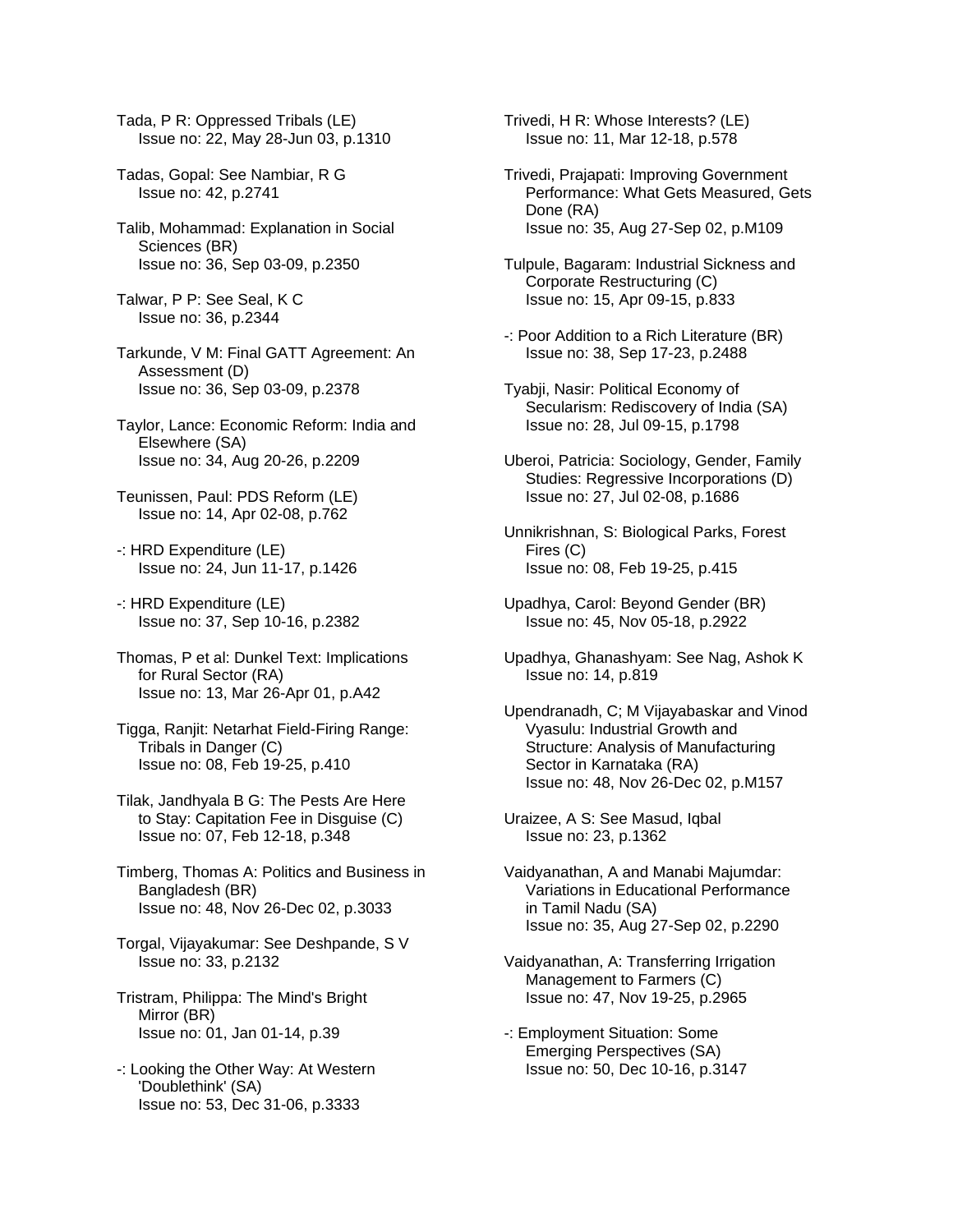Tada, P R: Oppressed Tribals (LE)
Issue no: 22, May 28-Jun 03, p.1310

Tadas, Gopal: See Nambiar, R G
Issue no: 42, p.2741

Talib, Mohammad: Explanation in Social Sciences (BR)
Issue no: 36, Sep 03-09, p.2350

Talwar, P P: See Seal, K C
Issue no: 36, p.2344

Tarkunde, V M: Final GATT Agreement: An Assessment (D)
Issue no: 36, Sep 03-09, p.2378

Taylor, Lance: Economic Reform: India and Elsewhere (SA)
Issue no: 34, Aug 20-26, p.2209

Teunissen, Paul: PDS Reform (LE)
Issue no: 14, Apr 02-08, p.762

-: HRD Expenditure (LE)
Issue no: 24, Jun 11-17, p.1426

-: HRD Expenditure (LE)
Issue no: 37, Sep 10-16, p.2382

Thomas, P et al: Dunkel Text: Implications for Rural Sector (RA)
Issue no: 13, Mar 26-Apr 01, p.A42

Tigga, Ranjit: Netarhat Field-Firing Range: Tribals in Danger (C)
Issue no: 08, Feb 19-25, p.410

Tilak, Jandhyala B G: The Pests Are Here to Stay: Capitation Fee in Disguise (C)
Issue no: 07, Feb 12-18, p.348

Timberg, Thomas A: Politics and Business in Bangladesh (BR)
Issue no: 48, Nov 26-Dec 02, p.3033

Torgal, Vijayakumar: See Deshpande, S V
Issue no: 33, p.2132

Tristram, Philippa: The Mind's Bright Mirror (BR)
Issue no: 01, Jan 01-14, p.39

-: Looking the Other Way: At Western 'Doublethink' (SA)
Issue no: 53, Dec 31-06, p.3333

Trivedi, H R: Whose Interests? (LE)
Issue no: 11, Mar 12-18, p.578

Trivedi, Prajapati: Improving Government Performance: What Gets Measured, Gets Done (RA)
Issue no: 35, Aug 27-Sep 02, p.M109

Tulpule, Bagaram: Industrial Sickness and Corporate Restructuring (C)
Issue no: 15, Apr 09-15, p.833

-: Poor Addition to a Rich Literature (BR)
Issue no: 38, Sep 17-23, p.2488

Tyabji, Nasir: Political Economy of Secularism: Rediscovery of India (SA)
Issue no: 28, Jul 09-15, p.1798

Uberoi, Patricia: Sociology, Gender, Family Studies: Regressive Incorporations (D)
Issue no: 27, Jul 02-08, p.1686

Unnikrishnan, S: Biological Parks, Forest Fires (C)
Issue no: 08, Feb 19-25, p.415

Upadhya, Carol: Beyond Gender (BR)
Issue no: 45, Nov 05-18, p.2922

Upadhya, Ghanashyam: See Nag, Ashok K
Issue no: 14, p.819

Upendranadh, C; M Vijayabaskar and Vinod Vyasulu: Industrial Growth and Structure: Analysis of Manufacturing Sector in Karnataka (RA)
Issue no: 48, Nov 26-Dec 02, p.M157

Uraizee, A S: See Masud, Iqbal
Issue no: 23, p.1362

Vaidyanathan, A and Manabi Majumdar: Variations in Educational Performance in Tamil Nadu (SA)
Issue no: 35, Aug 27-Sep 02, p.2290

Vaidyanathan, A: Transferring Irrigation Management to Farmers (C)
Issue no: 47, Nov 19-25, p.2965

-: Employment Situation: Some Emerging Perspectives (SA)
Issue no: 50, Dec 10-16, p.3147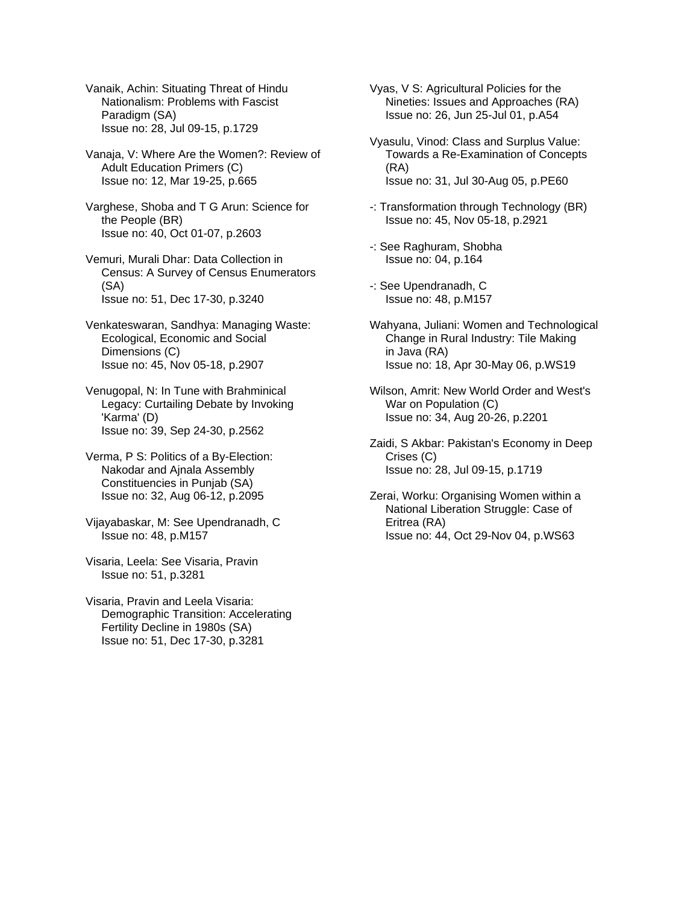Vanaik, Achin: Situating Threat of Hindu Nationalism: Problems with Fascist Paradigm (SA)
Issue no: 28, Jul 09-15, p.1729

Vanaja, V: Where Are the Women?: Review of Adult Education Primers (C)
Issue no: 12, Mar 19-25, p.665

Varghese, Shoba and T G Arun: Science for the People (BR)
Issue no: 40, Oct 01-07, p.2603

Vemuri, Murali Dhar: Data Collection in Census: A Survey of Census Enumerators (SA)
Issue no: 51, Dec 17-30, p.3240

Venkateswaran, Sandhya: Managing Waste: Ecological, Economic and Social Dimensions (C)
Issue no: 45, Nov 05-18, p.2907

Venugopal, N: In Tune with Brahminical Legacy: Curtailing Debate by Invoking 'Karma' (D)
Issue no: 39, Sep 24-30, p.2562

Verma, P S: Politics of a By-Election: Nakodar and Ajnala Assembly Constituencies in Punjab (SA)
Issue no: 32, Aug 06-12, p.2095

Vijayabaskar, M: See Upendranadh, C
Issue no: 48, p.M157

Visaria, Leela: See Visaria, Pravin
Issue no: 51, p.3281

Visaria, Pravin and Leela Visaria: Demographic Transition: Accelerating Fertility Decline in 1980s (SA)
Issue no: 51, Dec 17-30, p.3281

Vyas, V S: Agricultural Policies for the Nineties: Issues and Approaches (RA)
Issue no: 26, Jun 25-Jul 01, p.A54

Vyasulu, Vinod: Class and Surplus Value: Towards a Re-Examination of Concepts (RA)
Issue no: 31, Jul 30-Aug 05, p.PE60

-: Transformation through Technology (BR)
Issue no: 45, Nov 05-18, p.2921

-: See Raghuram, Shobha
Issue no: 04, p.164

-: See Upendranadh, C
Issue no: 48, p.M157

Wahyana, Juliani: Women and Technological Change in Rural Industry: Tile Making in Java (RA)
Issue no: 18, Apr 30-May 06, p.WS19

Wilson, Amrit: New World Order and West's War on Population (C)
Issue no: 34, Aug 20-26, p.2201

Zaidi, S Akbar: Pakistan's Economy in Deep Crises (C)
Issue no: 28, Jul 09-15, p.1719

Zerai, Worku: Organising Women within a National Liberation Struggle: Case of Eritrea (RA)
Issue no: 44, Oct 29-Nov 04, p.WS63